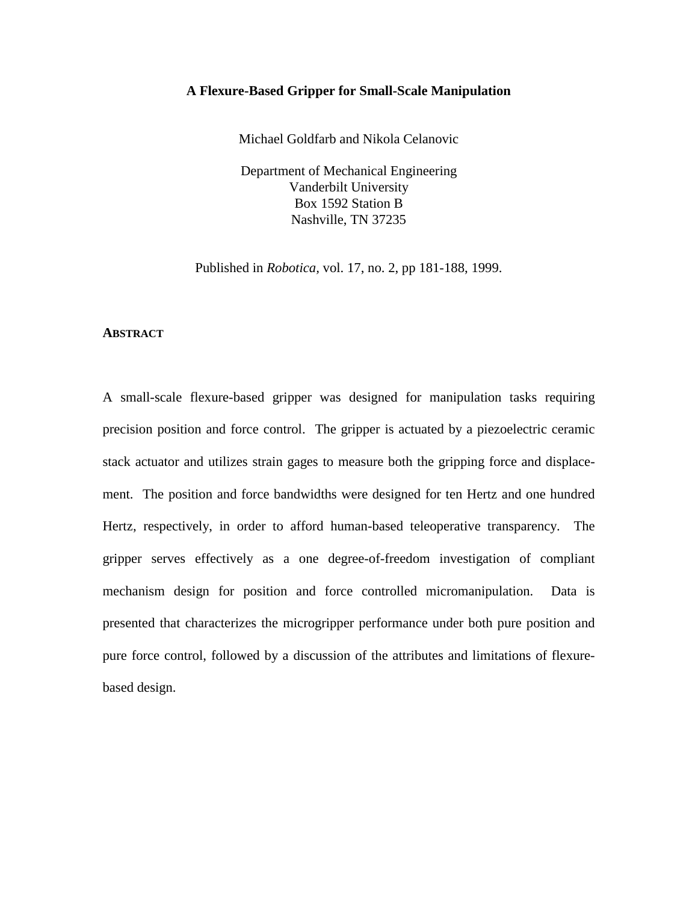# A Flexure-Based Gripper for Small-Scale Manipulation

Michael Goldfarb and Nikola Celanovic

Department of Mechanical Engineering
Vanderbilt University
Box 1592 Station B
Nashville, TN 37235

Published in *Robotica*, vol. 17, no. 2, pp 181-188, 1999.

## ABSTRACT

A small-scale flexure-based gripper was designed for manipulation tasks requiring precision position and force control. The gripper is actuated by a piezoelectric ceramic stack actuator and utilizes strain gages to measure both the gripping force and displacement. The position and force bandwidths were designed for ten Hertz and one hundred Hertz, respectively, in order to afford human-based teleoperative transparency. The gripper serves effectively as a one degree-of-freedom investigation of compliant mechanism design for position and force controlled micromanipulation. Data is presented that characterizes the microgripper performance under both pure position and pure force control, followed by a discussion of the attributes and limitations of flexure-based design.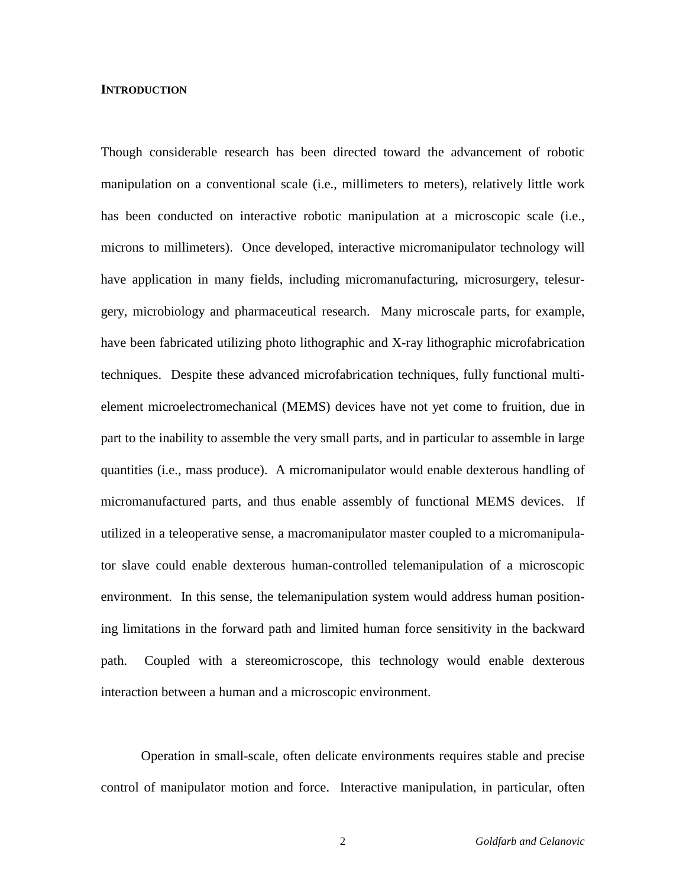## INTRODUCTION

Though considerable research has been directed toward the advancement of robotic manipulation on a conventional scale (i.e., millimeters to meters), relatively little work has been conducted on interactive robotic manipulation at a microscopic scale (i.e., microns to millimeters). Once developed, interactive micromanipulator technology will have application in many fields, including micromanufacturing, microsurgery, telesurgery, microbiology and pharmaceutical research. Many microscale parts, for example, have been fabricated utilizing photo lithographic and X-ray lithographic microfabrication techniques. Despite these advanced microfabrication techniques, fully functional multi-element microelectromechanical (MEMS) devices have not yet come to fruition, due in part to the inability to assemble the very small parts, and in particular to assemble in large quantities (i.e., mass produce). A micromanipulator would enable dexterous handling of micromanufactured parts, and thus enable assembly of functional MEMS devices. If utilized in a teleoperative sense, a macromanipulator master coupled to a micromanipulator slave could enable dexterous human-controlled telemanipulation of a microscopic environment. In this sense, the telemanipulation system would address human positioning limitations in the forward path and limited human force sensitivity in the backward path. Coupled with a stereomicroscope, this technology would enable dexterous interaction between a human and a microscopic environment.

Operation in small-scale, often delicate environments requires stable and precise control of manipulator motion and force. Interactive manipulation, in particular, often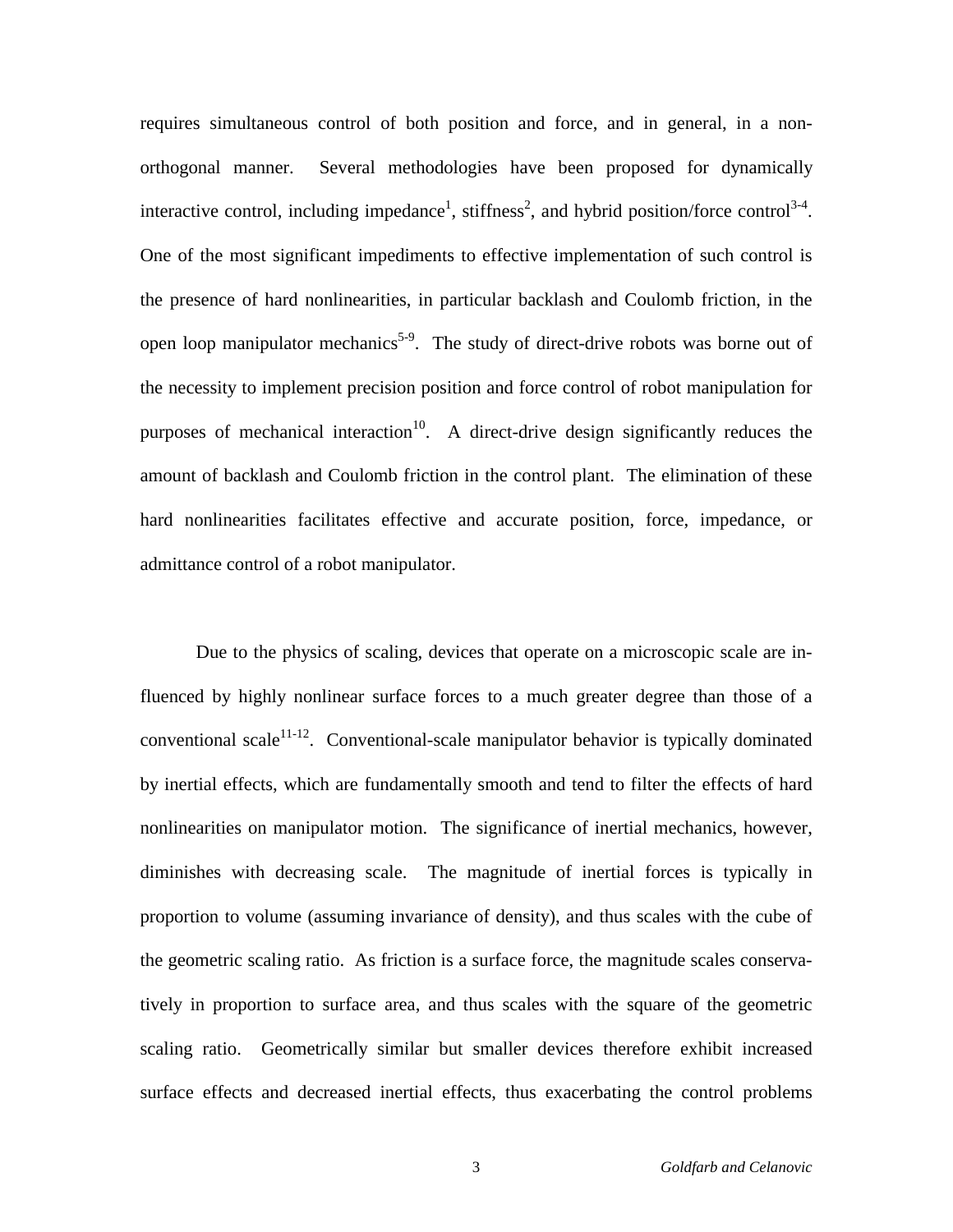requires simultaneous control of both position and force, and in general, in a non-orthogonal manner. Several methodologies have been proposed for dynamically interactive control, including impedance[1], stiffness[2], and hybrid position/force control[3-4]. One of the most significant impediments to effective implementation of such control is the presence of hard nonlinearities, in particular backlash and Coulomb friction, in the open loop manipulator mechanics[5-9]. The study of direct-drive robots was borne out of the necessity to implement precision position and force control of robot manipulation for purposes of mechanical interaction[10]. A direct-drive design significantly reduces the amount of backlash and Coulomb friction in the control plant. The elimination of these hard nonlinearities facilitates effective and accurate position, force, impedance, or admittance control of a robot manipulator.

Due to the physics of scaling, devices that operate on a microscopic scale are influenced by highly nonlinear surface forces to a much greater degree than those of a conventional scale[11-12]. Conventional-scale manipulator behavior is typically dominated by inertial effects, which are fundamentally smooth and tend to filter the effects of hard nonlinearities on manipulator motion. The significance of inertial mechanics, however, diminishes with decreasing scale. The magnitude of inertial forces is typically in proportion to volume (assuming invariance of density), and thus scales with the cube of the geometric scaling ratio. As friction is a surface force, the magnitude scales conservatively in proportion to surface area, and thus scales with the square of the geometric scaling ratio. Geometrically similar but smaller devices therefore exhibit increased surface effects and decreased inertial effects, thus exacerbating the control problems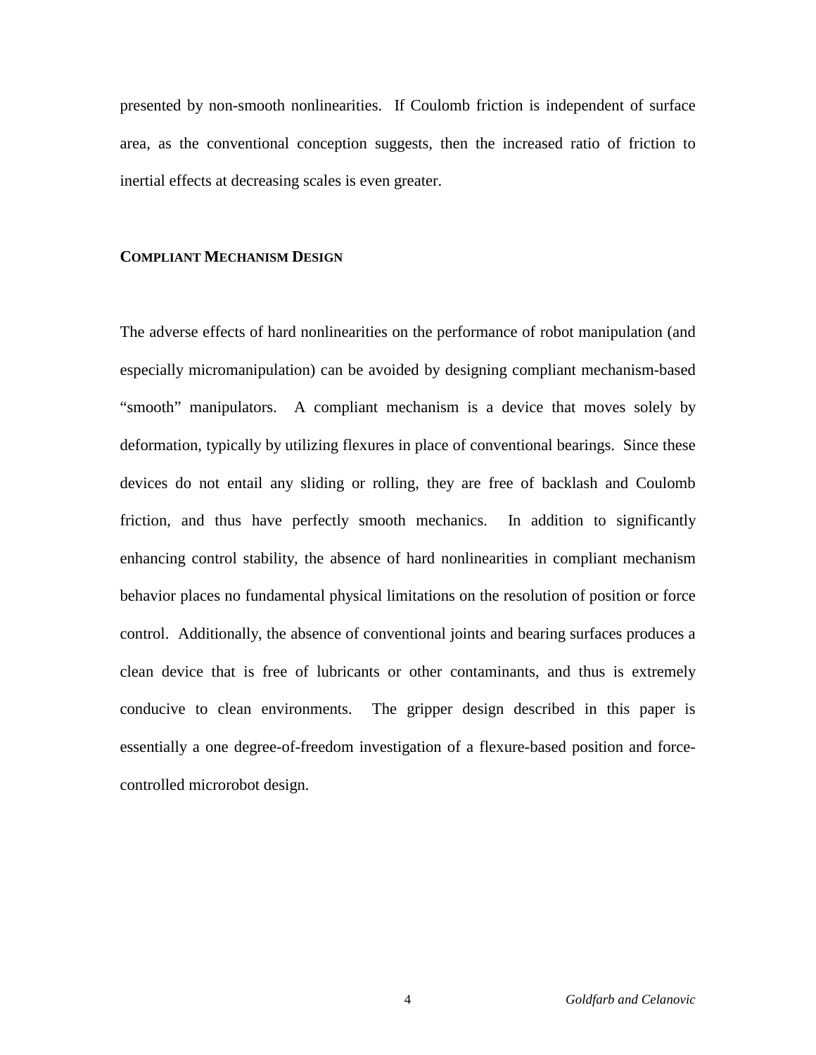presented by non-smooth nonlinearities. If Coulomb friction is independent of surface area, as the conventional conception suggests, then the increased ratio of friction to inertial effects at decreasing scales is even greater.

## COMPLIANT MECHANISM DESIGN

The adverse effects of hard nonlinearities on the performance of robot manipulation (and especially micromanipulation) can be avoided by designing compliant mechanism-based "smooth" manipulators. A compliant mechanism is a device that moves solely by deformation, typically by utilizing flexures in place of conventional bearings. Since these devices do not entail any sliding or rolling, they are free of backlash and Coulomb friction, and thus have perfectly smooth mechanics. In addition to significantly enhancing control stability, the absence of hard nonlinearities in compliant mechanism behavior places no fundamental physical limitations on the resolution of position or force control. Additionally, the absence of conventional joints and bearing surfaces produces a clean device that is free of lubricants or other contaminants, and thus is extremely conducive to clean environments. The gripper design described in this paper is essentially a one degree-of-freedom investigation of a flexure-based position and force-controlled microrobot design.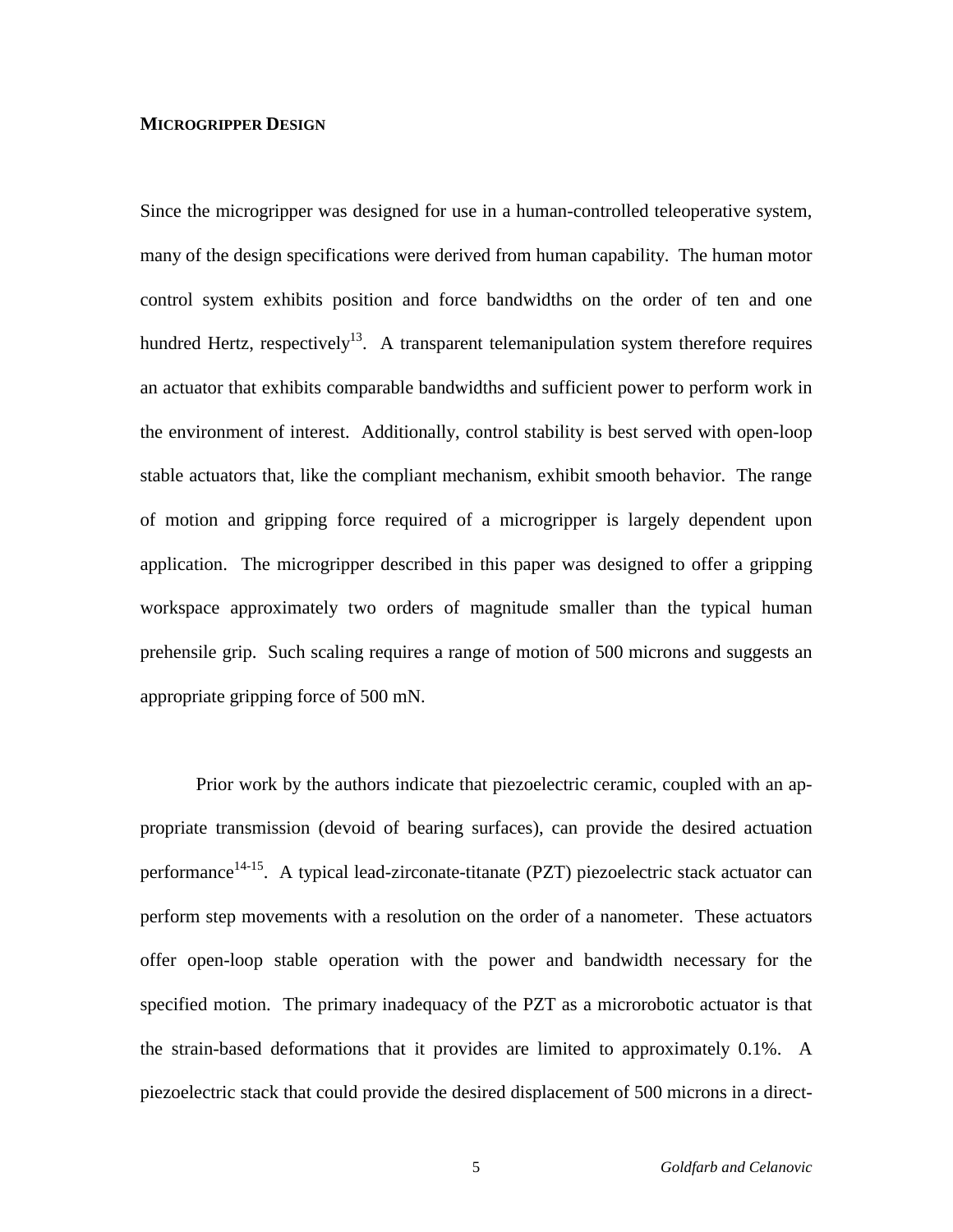**MICROGRIPPER DESIGN**

Since the microgripper was designed for use in a human-controlled teleoperative system, many of the design specifications were derived from human capability. The human motor control system exhibits position and force bandwidths on the order of ten and one hundred Hertz, respectively[13]. A transparent telemanipulation system therefore requires an actuator that exhibits comparable bandwidths and sufficient power to perform work in the environment of interest. Additionally, control stability is best served with open-loop stable actuators that, like the compliant mechanism, exhibit smooth behavior. The range of motion and gripping force required of a microgripper is largely dependent upon application. The microgripper described in this paper was designed to offer a gripping workspace approximately two orders of magnitude smaller than the typical human prehensile grip. Such scaling requires a range of motion of 500 microns and suggests an appropriate gripping force of 500 mN.

Prior work by the authors indicate that piezoelectric ceramic, coupled with an appropriate transmission (devoid of bearing surfaces), can provide the desired actuation performance[14-15]. A typical lead-zirconate-titanate (PZT) piezoelectric stack actuator can perform step movements with a resolution on the order of a nanometer. These actuators offer open-loop stable operation with the power and bandwidth necessary for the specified motion. The primary inadequacy of the PZT as a microrobotic actuator is that the strain-based deformations that it provides are limited to approximately 0.1%. A piezoelectric stack that could provide the desired displacement of 500 microns in a direct-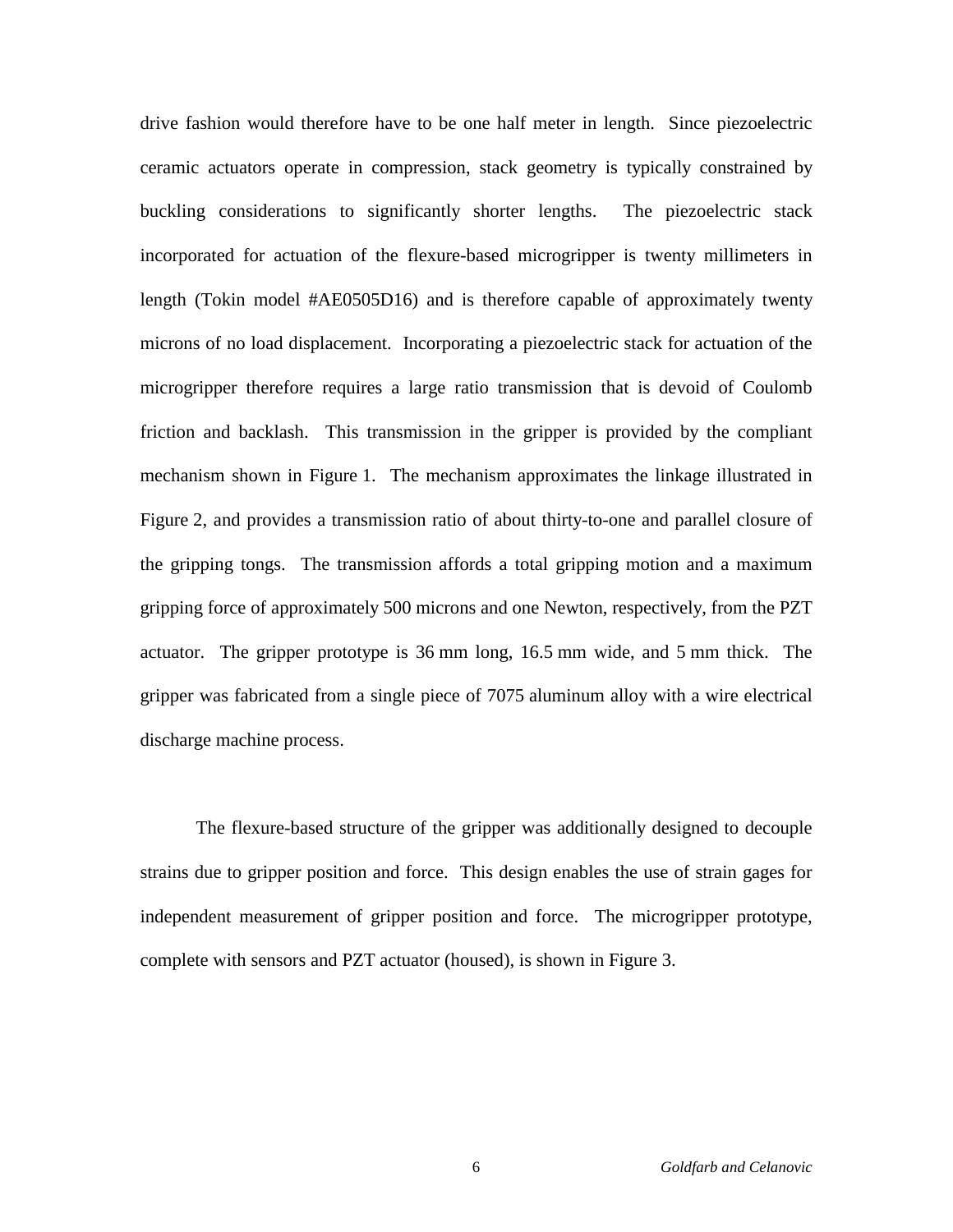drive fashion would therefore have to be one half meter in length. Since piezoelectric ceramic actuators operate in compression, stack geometry is typically constrained by buckling considerations to significantly shorter lengths. The piezoelectric stack incorporated for actuation of the flexure-based microgripper is twenty millimeters in length (Tokin model #AE0505D16) and is therefore capable of approximately twenty microns of no load displacement. Incorporating a piezoelectric stack for actuation of the microgripper therefore requires a large ratio transmission that is devoid of Coulomb friction and backlash. This transmission in the gripper is provided by the compliant mechanism shown in Figure 1. The mechanism approximates the linkage illustrated in Figure 2, and provides a transmission ratio of about thirty-to-one and parallel closure of the gripping tongs. The transmission affords a total gripping motion and a maximum gripping force of approximately 500 microns and one Newton, respectively, from the PZT actuator. The gripper prototype is 36 mm long, 16.5 mm wide, and 5 mm thick. The gripper was fabricated from a single piece of 7075 aluminum alloy with a wire electrical discharge machine process.

The flexure-based structure of the gripper was additionally designed to decouple strains due to gripper position and force. This design enables the use of strain gages for independent measurement of gripper position and force. The microgripper prototype, complete with sensors and PZT actuator (housed), is shown in Figure 3.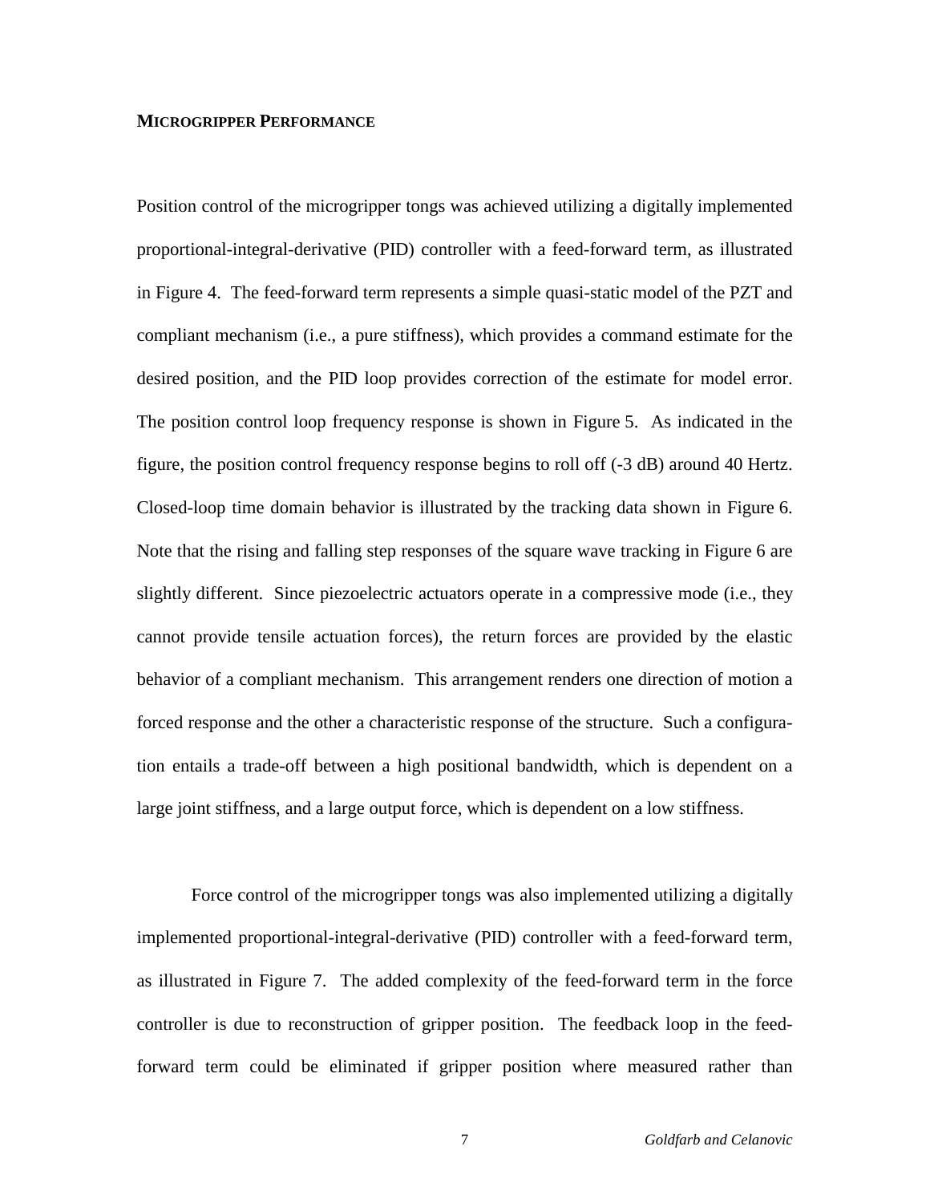**MICROGRIPPER PERFORMANCE**

Position control of the microgripper tongs was achieved utilizing a digitally implemented proportional-integral-derivative (PID) controller with a feed-forward term, as illustrated in Figure 4. The feed-forward term represents a simple quasi-static model of the PZT and compliant mechanism (i.e., a pure stiffness), which provides a command estimate for the desired position, and the PID loop provides correction of the estimate for model error. The position control loop frequency response is shown in Figure 5. As indicated in the figure, the position control frequency response begins to roll off (-3 dB) around 40 Hertz. Closed-loop time domain behavior is illustrated by the tracking data shown in Figure 6. Note that the rising and falling step responses of the square wave tracking in Figure 6 are slightly different. Since piezoelectric actuators operate in a compressive mode (i.e., they cannot provide tensile actuation forces), the return forces are provided by the elastic behavior of a compliant mechanism. This arrangement renders one direction of motion a forced response and the other a characteristic response of the structure. Such a configuration entails a trade-off between a high positional bandwidth, which is dependent on a large joint stiffness, and a large output force, which is dependent on a low stiffness.

Force control of the microgripper tongs was also implemented utilizing a digitally implemented proportional-integral-derivative (PID) controller with a feed-forward term, as illustrated in Figure 7. The added complexity of the feed-forward term in the force controller is due to reconstruction of gripper position. The feedback loop in the feed-forward term could be eliminated if gripper position where measured rather than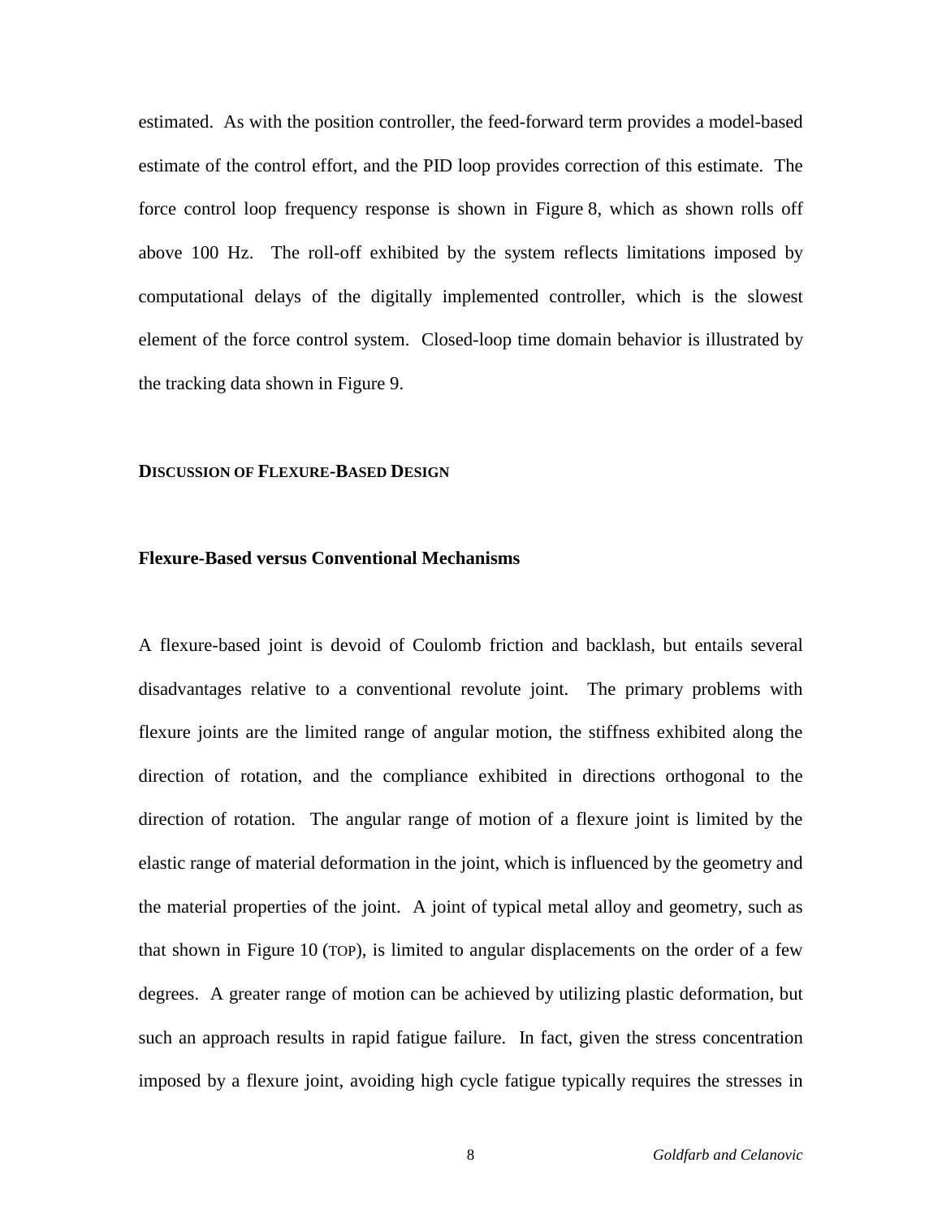estimated. As with the position controller, the feed-forward term provides a model-based estimate of the control effort, and the PID loop provides correction of this estimate. The force control loop frequency response is shown in Figure 8, which as shown rolls off above 100 Hz. The roll-off exhibited by the system reflects limitations imposed by computational delays of the digitally implemented controller, which is the slowest element of the force control system. Closed-loop time domain behavior is illustrated by the tracking data shown in Figure 9.

## DISCUSSION OF FLEXURE-BASED DESIGN

### Flexure-Based versus Conventional Mechanisms

A flexure-based joint is devoid of Coulomb friction and backlash, but entails several disadvantages relative to a conventional revolute joint. The primary problems with flexure joints are the limited range of angular motion, the stiffness exhibited along the direction of rotation, and the compliance exhibited in directions orthogonal to the direction of rotation. The angular range of motion of a flexure joint is limited by the elastic range of material deformation in the joint, which is influenced by the geometry and the material properties of the joint. A joint of typical metal alloy and geometry, such as that shown in Figure 10 (TOP), is limited to angular displacements on the order of a few degrees. A greater range of motion can be achieved by utilizing plastic deformation, but such an approach results in rapid fatigue failure. In fact, given the stress concentration imposed by a flexure joint, avoiding high cycle fatigue typically requires the stresses in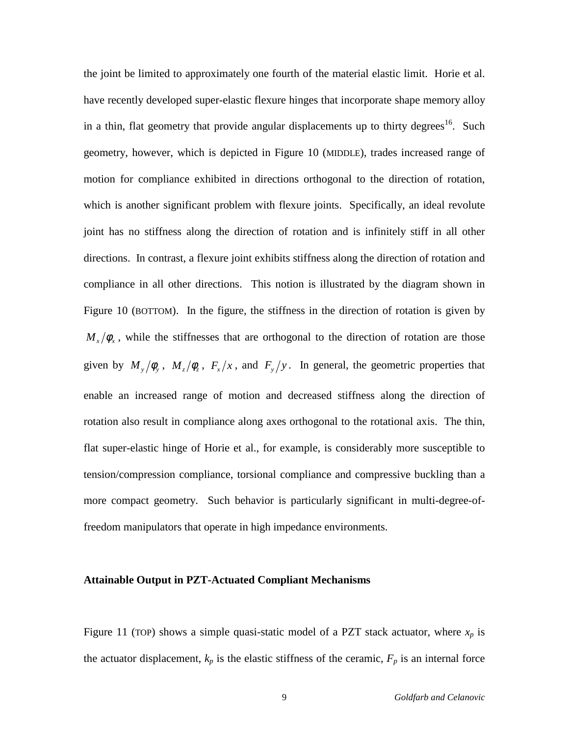the joint be limited to approximately one fourth of the material elastic limit. Horie et al. have recently developed super-elastic flexure hinges that incorporate shape memory alloy in a thin, flat geometry that provide angular displacements up to thirty degrees[16]. Such geometry, however, which is depicted in Figure 10 (MIDDLE), trades increased range of motion for compliance exhibited in directions orthogonal to the direction of rotation, which is another significant problem with flexure joints. Specifically, an ideal revolute joint has no stiffness along the direction of rotation and is infinitely stiff in all other directions. In contrast, a flexure joint exhibits stiffness along the direction of rotation and compliance in all other directions. This notion is illustrated by the diagram shown in Figure 10 (BOTTOM). In the figure, the stiffness in the direction of rotation is given by $M_x/\phi_x$, while the stiffnesses that are orthogonal to the direction of rotation are those given by $M_y/\phi_y$, $M_z/\phi_z$, $F_x/x$, and $F_y/y$. In general, the geometric properties that enable an increased range of motion and decreased stiffness along the direction of rotation also result in compliance along axes orthogonal to the rotational axis. The thin, flat super-elastic hinge of Horie et al., for example, is considerably more susceptible to tension/compression compliance, torsional compliance and compressive buckling than a more compact geometry. Such behavior is particularly significant in multi-degree-of-freedom manipulators that operate in high impedance environments.

## Attainable Output in PZT-Actuated Compliant Mechanisms

Figure 11 (TOP) shows a simple quasi-static model of a PZT stack actuator, where $x_p$ is the actuator displacement, $k_p$ is the elastic stiffness of the ceramic, $F_p$ is an internal force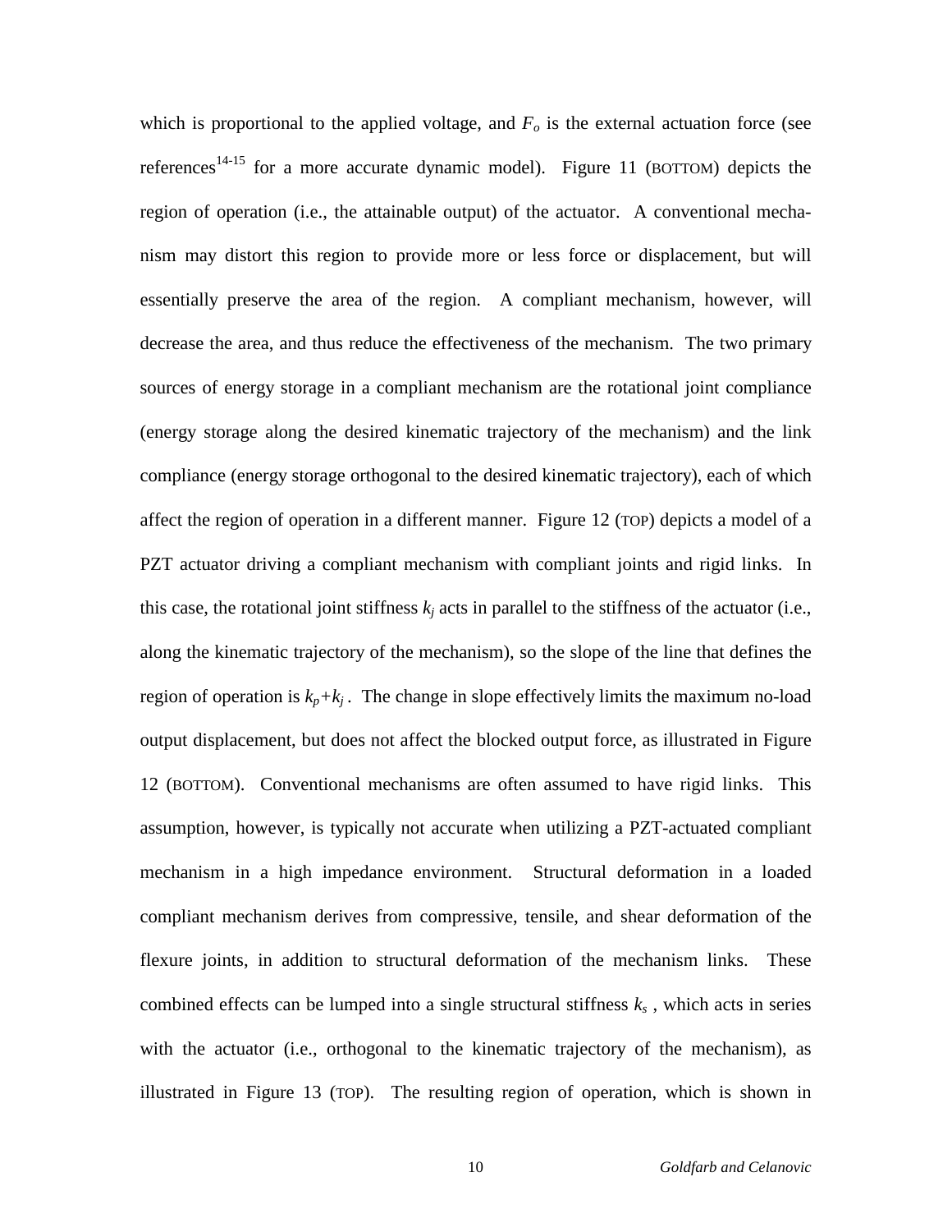which is proportional to the applied voltage, and $F_o$ is the external actuation force (see references[14-15] for a more accurate dynamic model). Figure 11 (BOTTOM) depicts the region of operation (i.e., the attainable output) of the actuator. A conventional mechanism may distort this region to provide more or less force or displacement, but will essentially preserve the area of the region. A compliant mechanism, however, will decrease the area, and thus reduce the effectiveness of the mechanism. The two primary sources of energy storage in a compliant mechanism are the rotational joint compliance (energy storage along the desired kinematic trajectory of the mechanism) and the link compliance (energy storage orthogonal to the desired kinematic trajectory), each of which affect the region of operation in a different manner. Figure 12 (TOP) depicts a model of a PZT actuator driving a compliant mechanism with compliant joints and rigid links. In this case, the rotational joint stiffness $k_j$ acts in parallel to the stiffness of the actuator (i.e., along the kinematic trajectory of the mechanism), so the slope of the line that defines the region of operation is $k_p+k_j$. The change in slope effectively limits the maximum no-load output displacement, but does not affect the blocked output force, as illustrated in Figure 12 (BOTTOM). Conventional mechanisms are often assumed to have rigid links. This assumption, however, is typically not accurate when utilizing a PZT-actuated compliant mechanism in a high impedance environment. Structural deformation in a loaded compliant mechanism derives from compressive, tensile, and shear deformation of the flexure joints, in addition to structural deformation of the mechanism links. These combined effects can be lumped into a single structural stiffness $k_s$, which acts in series with the actuator (i.e., orthogonal to the kinematic trajectory of the mechanism), as illustrated in Figure 13 (TOP). The resulting region of operation, which is shown in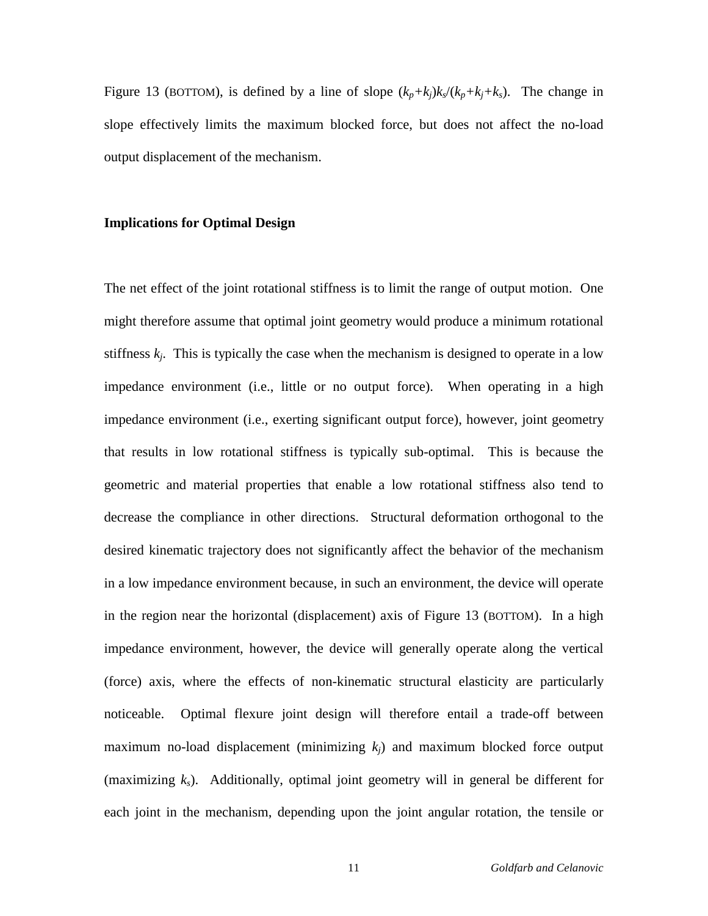Figure 13 (BOTTOM), is defined by a line of slope $(k_p+k_j)k_s/(k_p+k_j+k_s)$. The change in slope effectively limits the maximum blocked force, but does not affect the no-load output displacement of the mechanism.

**Implications for Optimal Design**

The net effect of the joint rotational stiffness is to limit the range of output motion. One might therefore assume that optimal joint geometry would produce a minimum rotational stiffness $k_j$. This is typically the case when the mechanism is designed to operate in a low impedance environment (i.e., little or no output force). When operating in a high impedance environment (i.e., exerting significant output force), however, joint geometry that results in low rotational stiffness is typically sub-optimal. This is because the geometric and material properties that enable a low rotational stiffness also tend to decrease the compliance in other directions. Structural deformation orthogonal to the desired kinematic trajectory does not significantly affect the behavior of the mechanism in a low impedance environment because, in such an environment, the device will operate in the region near the horizontal (displacement) axis of Figure 13 (BOTTOM). In a high impedance environment, however, the device will generally operate along the vertical (force) axis, where the effects of non-kinematic structural elasticity are particularly noticeable. Optimal flexure joint design will therefore entail a trade-off between maximum no-load displacement (minimizing $k_j$) and maximum blocked force output (maximizing $k_s$). Additionally, optimal joint geometry will in general be different for each joint in the mechanism, depending upon the joint angular rotation, the tensile or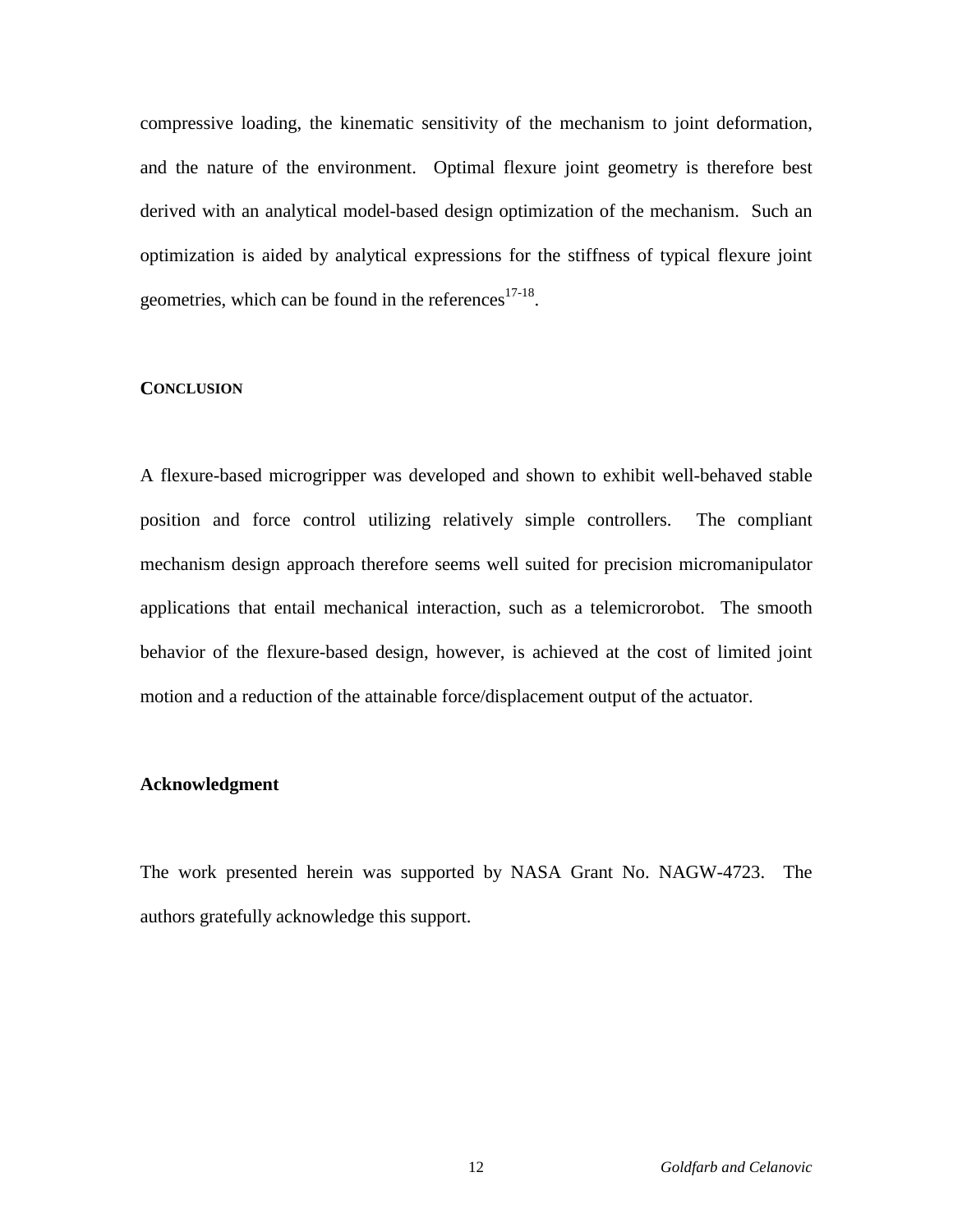compressive loading, the kinematic sensitivity of the mechanism to joint deformation, and the nature of the environment. Optimal flexure joint geometry is therefore best derived with an analytical model-based design optimization of the mechanism. Such an optimization is aided by analytical expressions for the stiffness of typical flexure joint geometries, which can be found in the references[17-18].

## CONCLUSION

A flexure-based microgripper was developed and shown to exhibit well-behaved stable position and force control utilizing relatively simple controllers. The compliant mechanism design approach therefore seems well suited for precision micromanipulator applications that entail mechanical interaction, such as a telemicrorobot. The smooth behavior of the flexure-based design, however, is achieved at the cost of limited joint motion and a reduction of the attainable force/displacement output of the actuator.

### Acknowledgment

The work presented herein was supported by NASA Grant No. NAGW-4723. The authors gratefully acknowledge this support.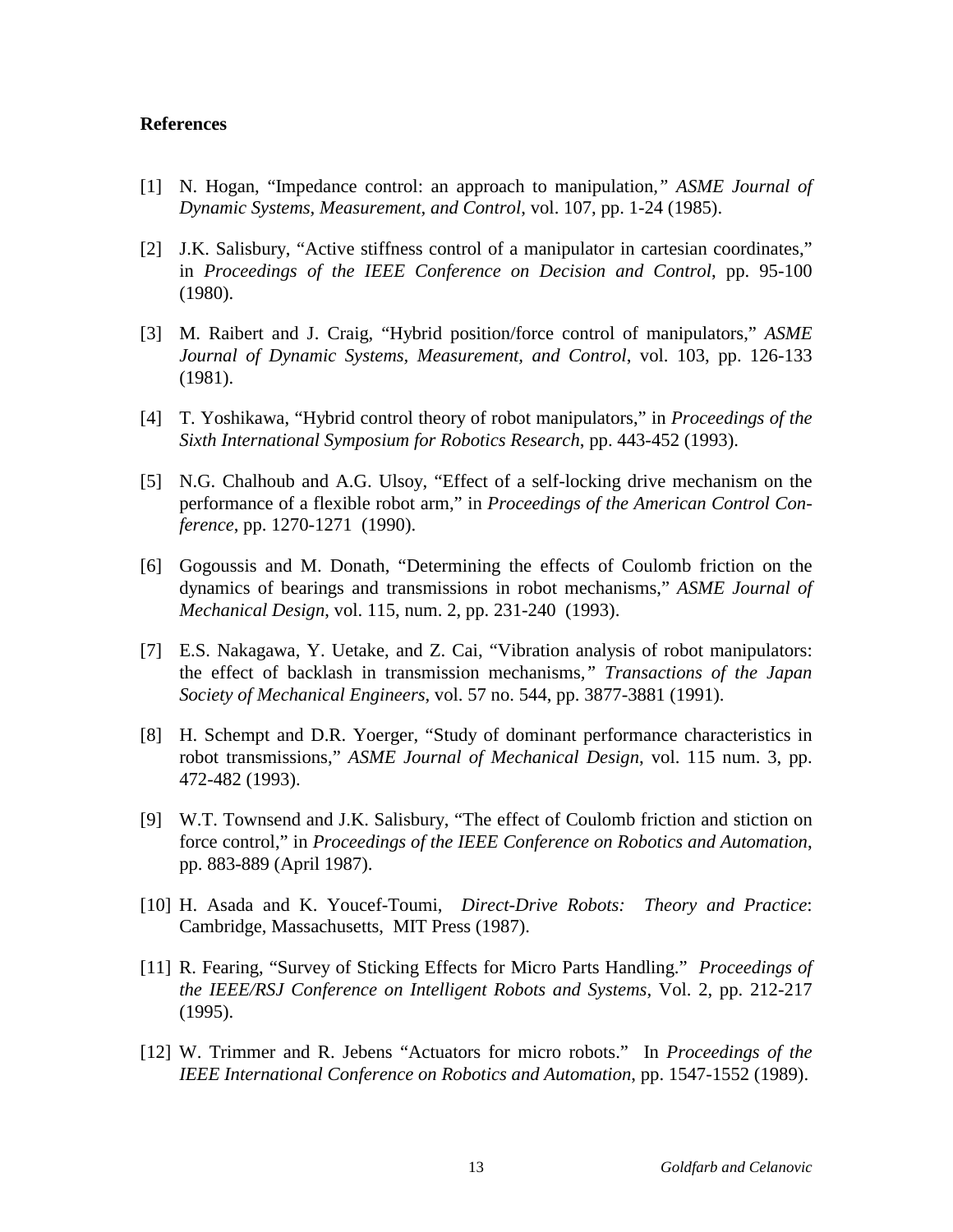### References

[1] N. Hogan, "Impedance control: an approach to manipulation," *ASME Journal of Dynamic Systems, Measurement, and Control*, vol. 107, pp. 1-24 (1985).

[2] J.K. Salisbury, "Active stiffness control of a manipulator in cartesian coordinates," in *Proceedings of the IEEE Conference on Decision and Control*, pp. 95-100 (1980).

[3] M. Raibert and J. Craig, "Hybrid position/force control of manipulators," *ASME Journal of Dynamic Systems, Measurement, and Control*, vol. 103, pp. 126-133 (1981).

[4] T. Yoshikawa, "Hybrid control theory of robot manipulators," in *Proceedings of the Sixth International Symposium for Robotics Research*, pp. 443-452 (1993).

[5] N.G. Chalhoub and A.G. Ulsoy, "Effect of a self-locking drive mechanism on the performance of a flexible robot arm," in *Proceedings of the American Control Conference*, pp. 1270-1271 (1990).

[6] Gogoussis and M. Donath, "Determining the effects of Coulomb friction on the dynamics of bearings and transmissions in robot mechanisms," *ASME Journal of Mechanical Design*, vol. 115, num. 2, pp. 231-240 (1993).

[7] E.S. Nakagawa, Y. Uetake, and Z. Cai, "Vibration analysis of robot manipulators: the effect of backlash in transmission mechanisms," *Transactions of the Japan Society of Mechanical Engineers*, vol. 57 no. 544, pp. 3877-3881 (1991).

[8] H. Schempt and D.R. Yoerger, "Study of dominant performance characteristics in robot transmissions," *ASME Journal of Mechanical Design*, vol. 115 num. 3, pp. 472-482 (1993).

[9] W.T. Townsend and J.K. Salisbury, "The effect of Coulomb friction and stiction on force control," in *Proceedings of the IEEE Conference on Robotics and Automation*, pp. 883-889 (April 1987).

[10] H. Asada and K. Youcef-Toumi, *Direct-Drive Robots: Theory and Practice*: Cambridge, Massachusetts, MIT Press (1987).

[11] R. Fearing, "Survey of Sticking Effects for Micro Parts Handling." *Proceedings of the IEEE/RSJ Conference on Intelligent Robots and Systems*, Vol. 2, pp. 212-217 (1995).

[12] W. Trimmer and R. Jebens "Actuators for micro robots." In *Proceedings of the IEEE International Conference on Robotics and Automation*, pp. 1547-1552 (1989).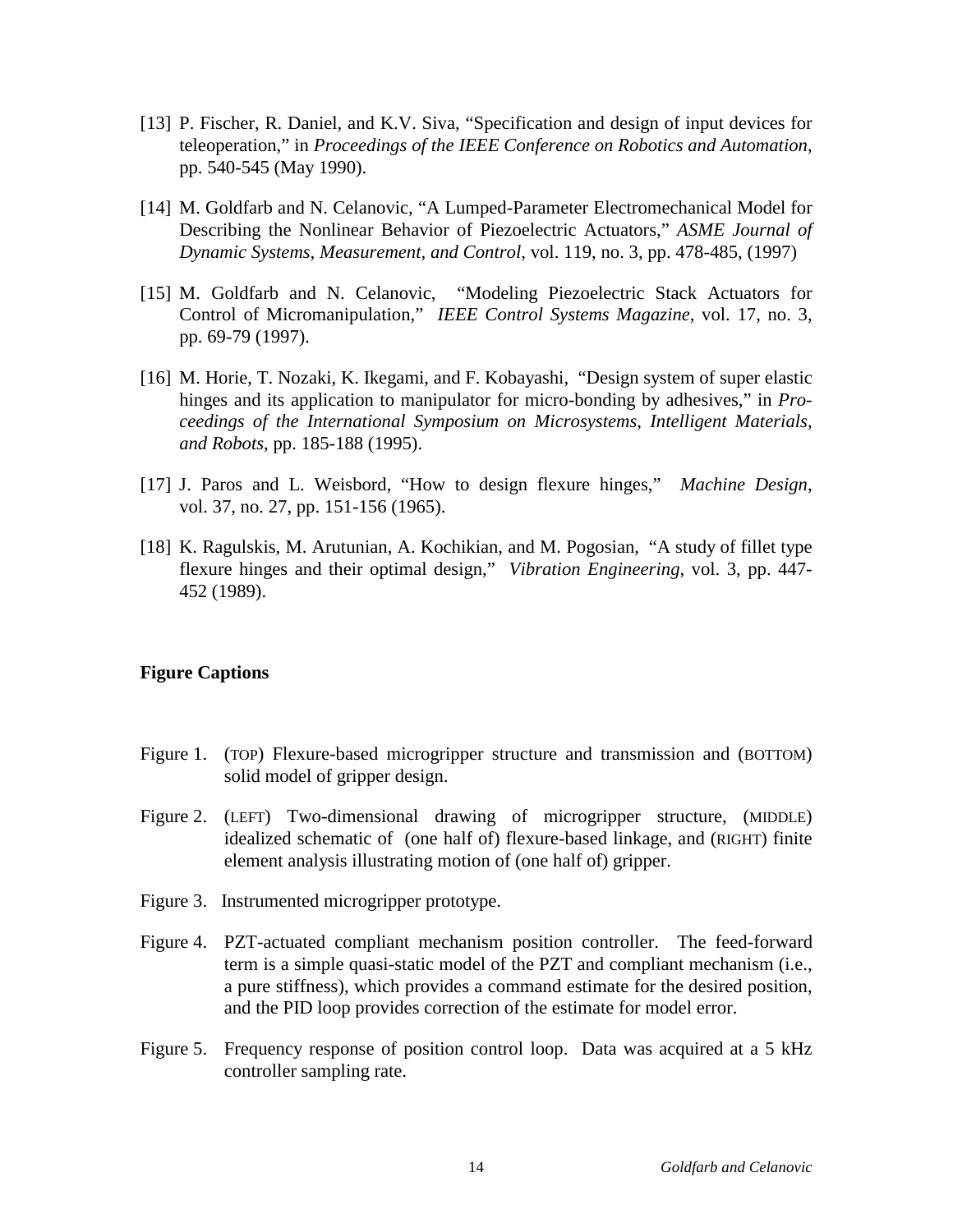[13] P. Fischer, R. Daniel, and K.V. Siva, "Specification and design of input devices for teleoperation," in *Proceedings of the IEEE Conference on Robotics and Automation*, pp. 540-545 (May 1990).

[14] M. Goldfarb and N. Celanovic, "A Lumped-Parameter Electromechanical Model for Describing the Nonlinear Behavior of Piezoelectric Actuators," *ASME Journal of Dynamic Systems, Measurement, and Control*, vol. 119, no. 3, pp. 478-485, (1997)

[15] M. Goldfarb and N. Celanovic, "Modeling Piezoelectric Stack Actuators for Control of Micromanipulation," *IEEE Control Systems Magazine*, vol. 17, no. 3, pp. 69-79 (1997).

[16] M. Horie, T. Nozaki, K. Ikegami, and F. Kobayashi, "Design system of super elastic hinges and its application to manipulator for micro-bonding by adhesives," in *Proceedings of the International Symposium on Microsystems, Intelligent Materials, and Robots*, pp. 185-188 (1995).

[17] J. Paros and L. Weisbord, "How to design flexure hinges," *Machine Design*, vol. 37, no. 27, pp. 151-156 (1965).

[18] K. Ragulskis, M. Arutunian, A. Kochikian, and M. Pogosian, "A study of fillet type flexure hinges and their optimal design," *Vibration Engineering*, vol. 3, pp. 447-452 (1989).

**Figure Captions**

Figure 1. (TOP) Flexure-based microgripper structure and transmission and (BOTTOM) solid model of gripper design.

Figure 2. (LEFT) Two-dimensional drawing of microgripper structure, (MIDDLE) idealized schematic of (one half of) flexure-based linkage, and (RIGHT) finite element analysis illustrating motion of (one half of) gripper.

Figure 3. Instrumented microgripper prototype.

Figure 4. PZT-actuated compliant mechanism position controller. The feed-forward term is a simple quasi-static model of the PZT and compliant mechanism (i.e., a pure stiffness), which provides a command estimate for the desired position, and the PID loop provides correction of the estimate for model error.

Figure 5. Frequency response of position control loop. Data was acquired at a 5 kHz controller sampling rate.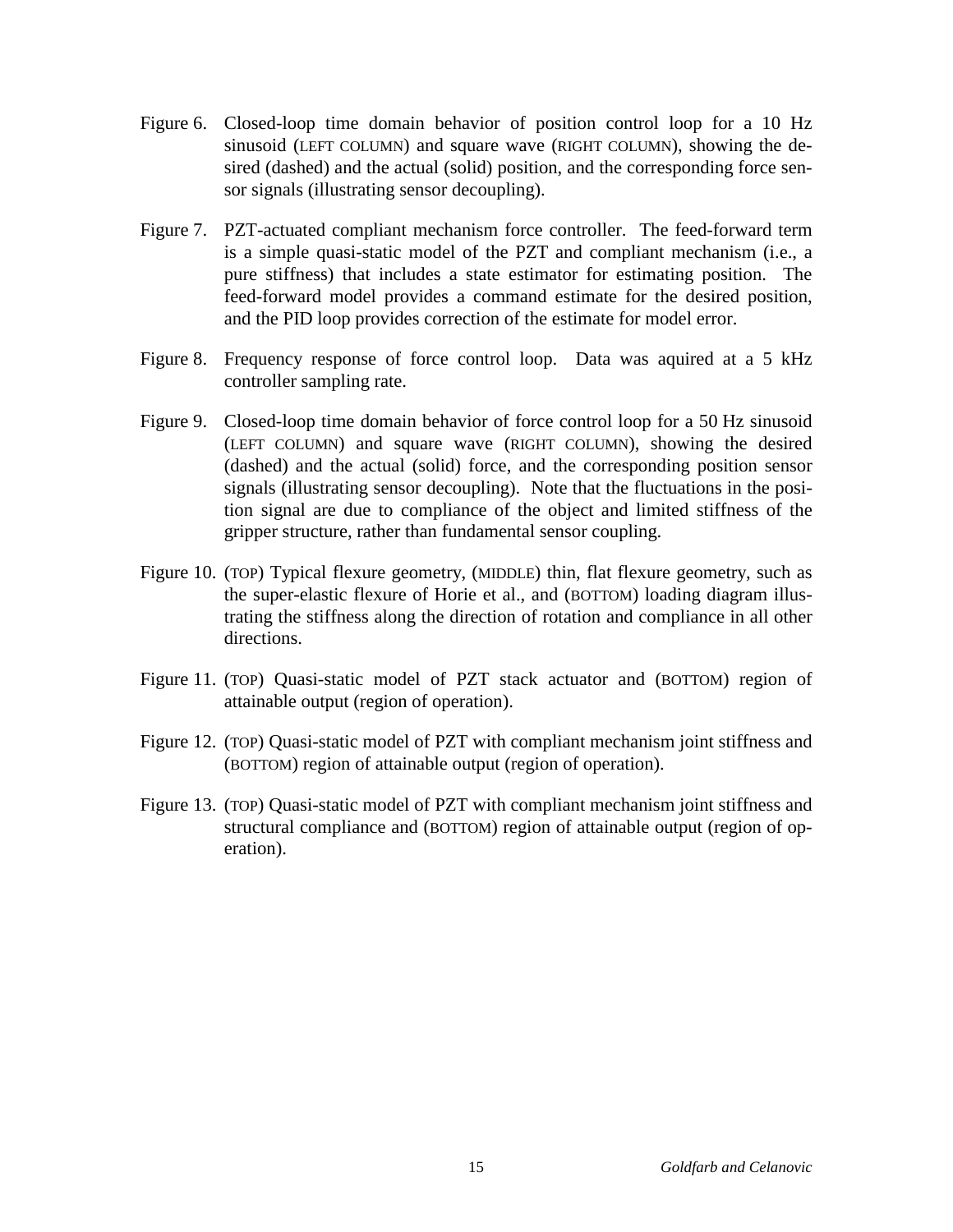Figure 6. Closed-loop time domain behavior of position control loop for a 10 Hz sinusoid (LEFT COLUMN) and square wave (RIGHT COLUMN), showing the desired (dashed) and the actual (solid) position, and the corresponding force sensor signals (illustrating sensor decoupling).

Figure 7. PZT-actuated compliant mechanism force controller. The feed-forward term is a simple quasi-static model of the PZT and compliant mechanism (i.e., a pure stiffness) that includes a state estimator for estimating position. The feed-forward model provides a command estimate for the desired position, and the PID loop provides correction of the estimate for model error.

Figure 8. Frequency response of force control loop. Data was aquired at a 5 kHz controller sampling rate.

Figure 9. Closed-loop time domain behavior of force control loop for a 50 Hz sinusoid (LEFT COLUMN) and square wave (RIGHT COLUMN), showing the desired (dashed) and the actual (solid) force, and the corresponding position sensor signals (illustrating sensor decoupling). Note that the fluctuations in the position signal are due to compliance of the object and limited stiffness of the gripper structure, rather than fundamental sensor coupling.

Figure 10. (TOP) Typical flexure geometry, (MIDDLE) thin, flat flexure geometry, such as the super-elastic flexure of Horie et al., and (BOTTOM) loading diagram illustrating the stiffness along the direction of rotation and compliance in all other directions.

Figure 11. (TOP) Quasi-static model of PZT stack actuator and (BOTTOM) region of attainable output (region of operation).

Figure 12. (TOP) Quasi-static model of PZT with compliant mechanism joint stiffness and (BOTTOM) region of attainable output (region of operation).

Figure 13. (TOP) Quasi-static model of PZT with compliant mechanism joint stiffness and structural compliance and (BOTTOM) region of attainable output (region of operation).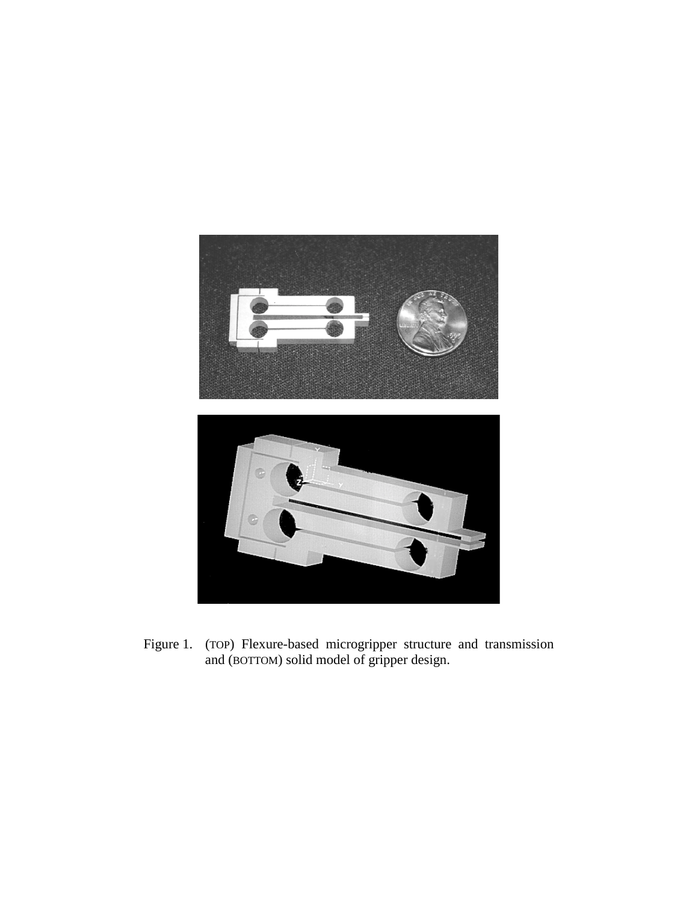Figure 1. (TOP) Flexure-based microgripper structure and transmission and (BOTTOM) solid model of gripper design.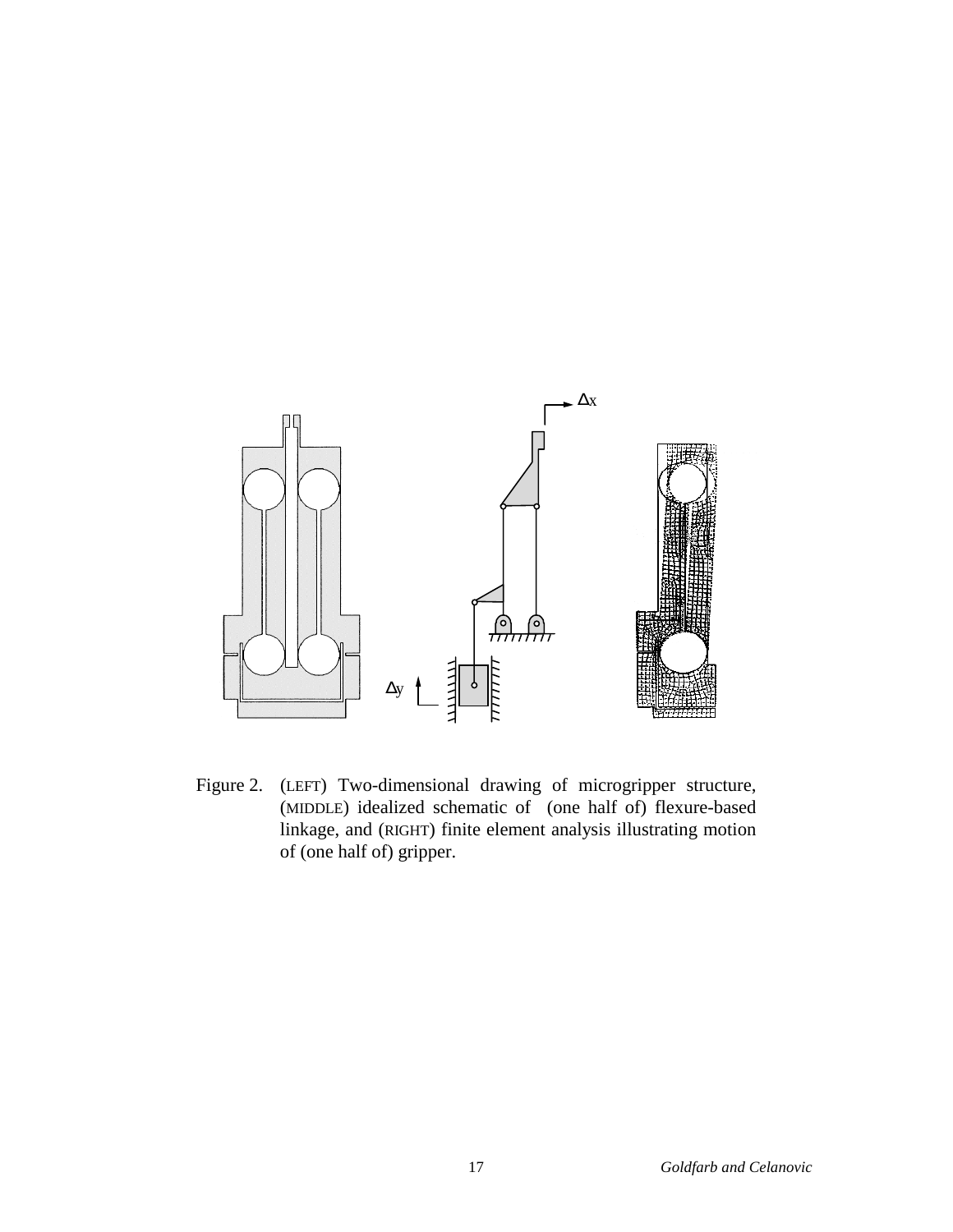Figure 2. (LEFT) Two-dimensional drawing of microgripper structure, (MIDDLE) idealized schematic of (one half of) flexure-based linkage, and (RIGHT) finite element analysis illustrating motion of (one half of) gripper.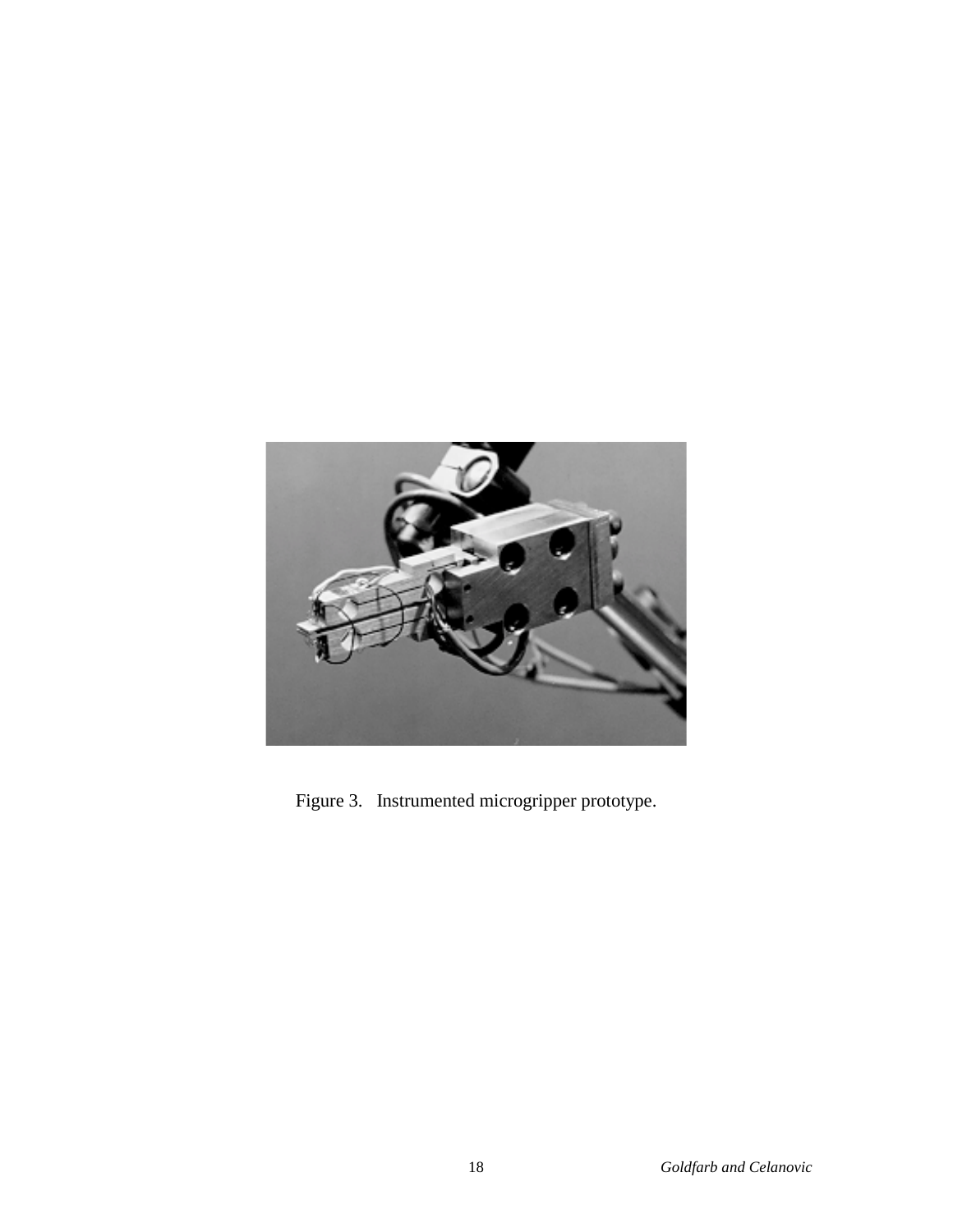Figure 3. Instrumented microgripper prototype.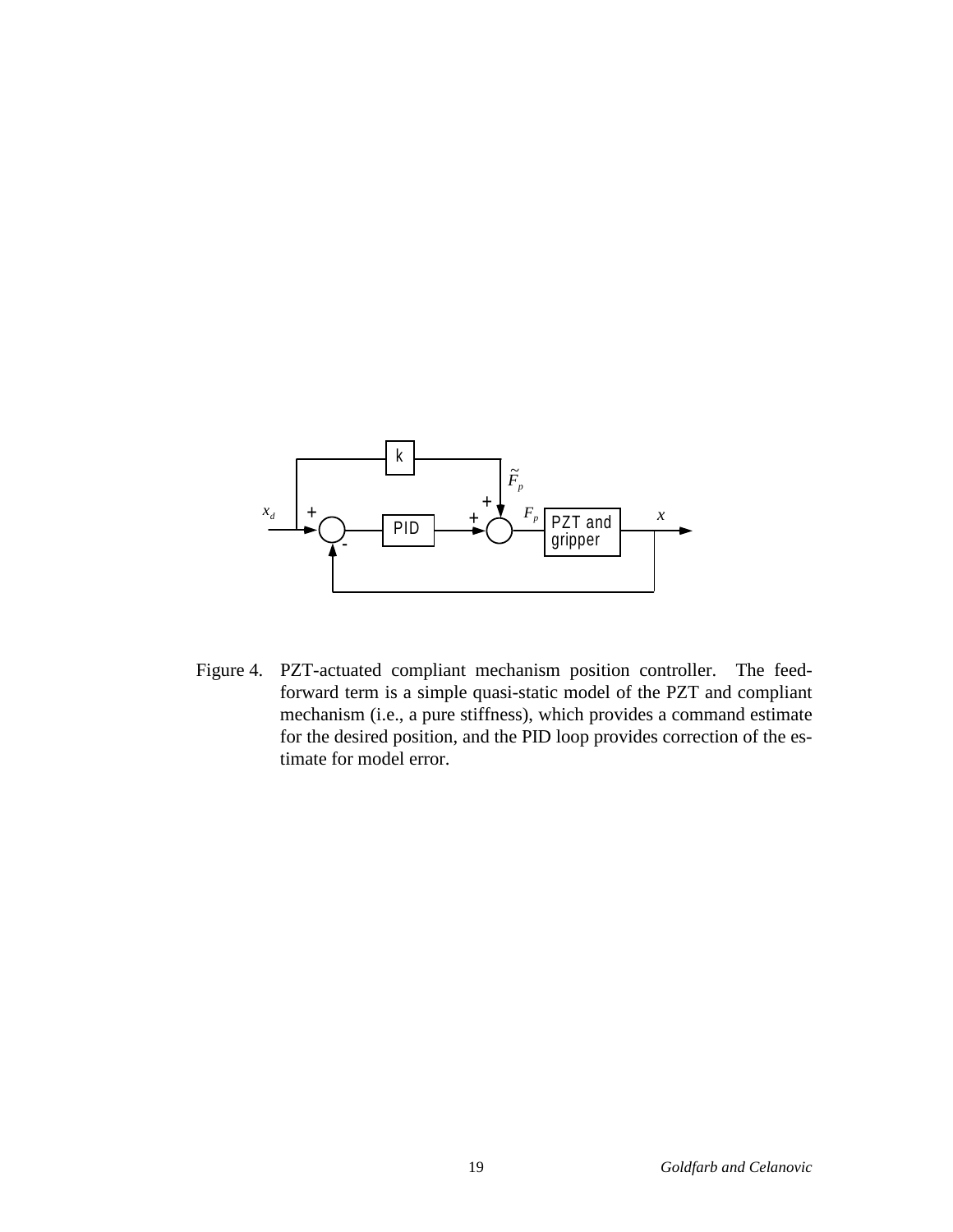Figure 4. PZT-actuated compliant mechanism position controller. The feed-forward term is a simple quasi-static model of the PZT and compliant mechanism (i.e., a pure stiffness), which provides a command estimate for the desired position, and the PID loop provides correction of the estimate for model error.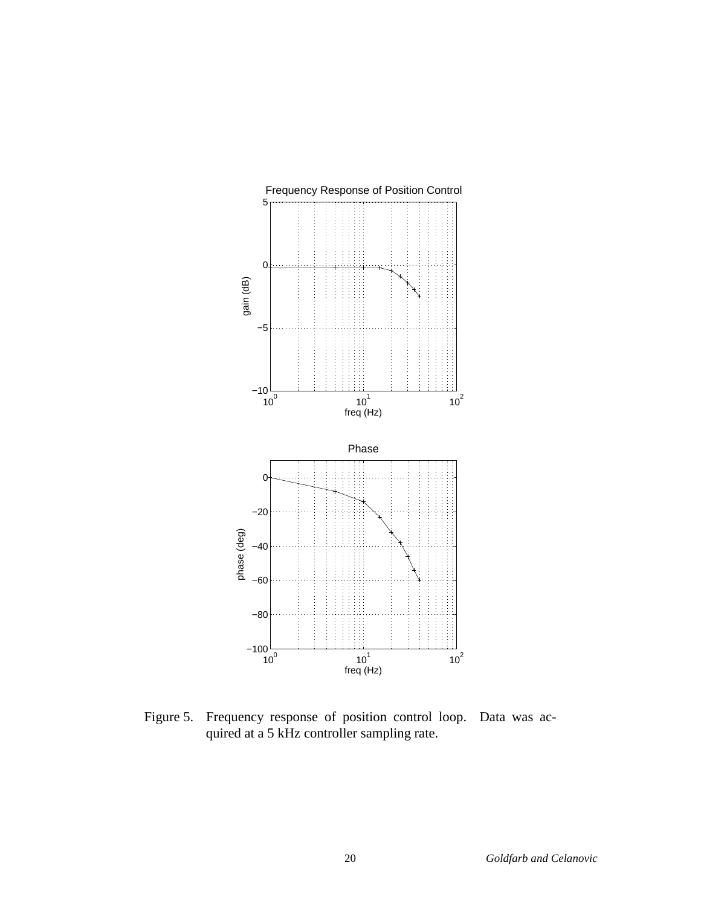Figure 5. Frequency response of position control loop. Data was acquired at a 5 kHz controller sampling rate.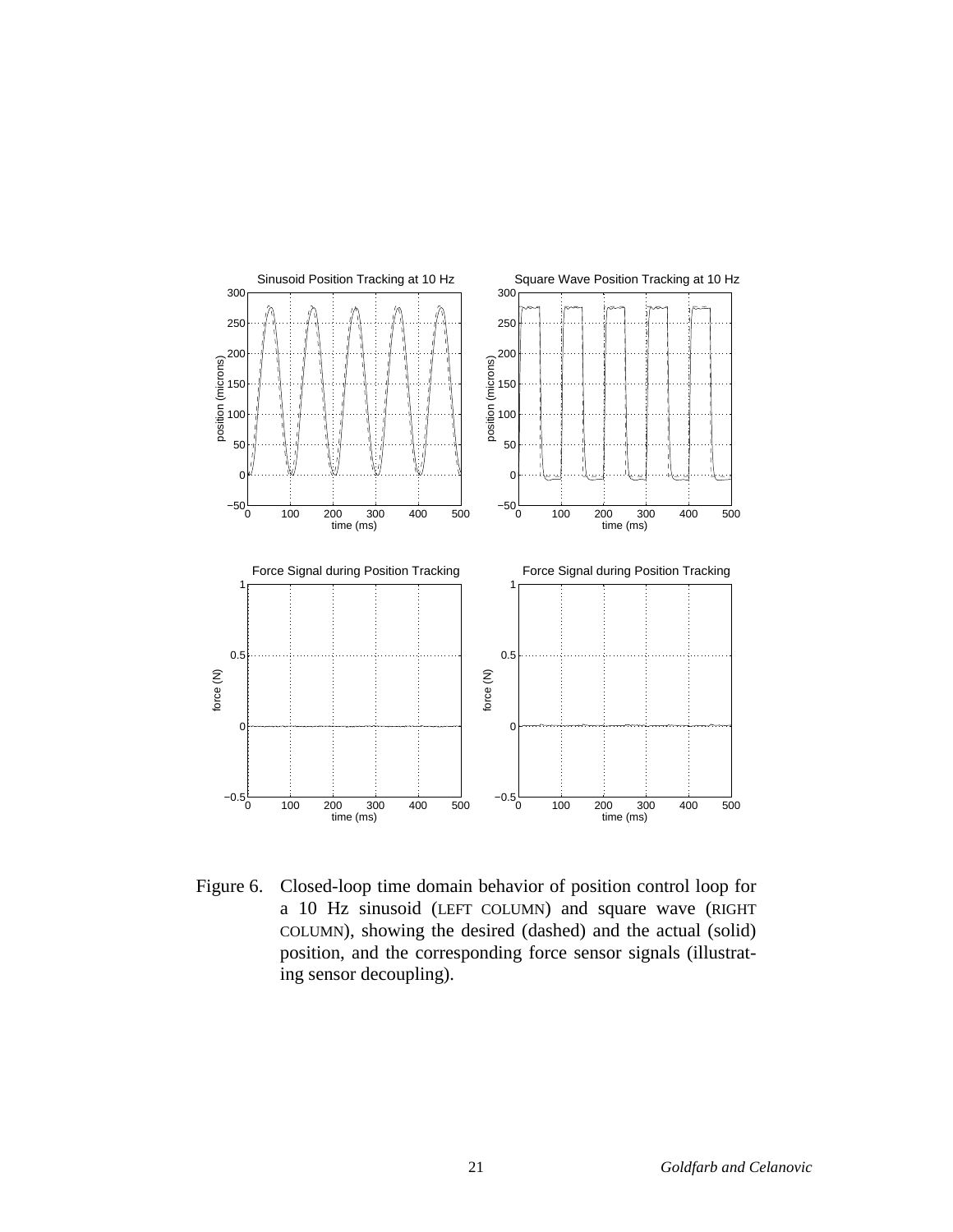Figure 6. Closed-loop time domain behavior of position control loop for a 10 Hz sinusoid (LEFT COLUMN) and square wave (RIGHT COLUMN), showing the desired (dashed) and the actual (solid) position, and the corresponding force sensor signals (illustrating sensor decoupling).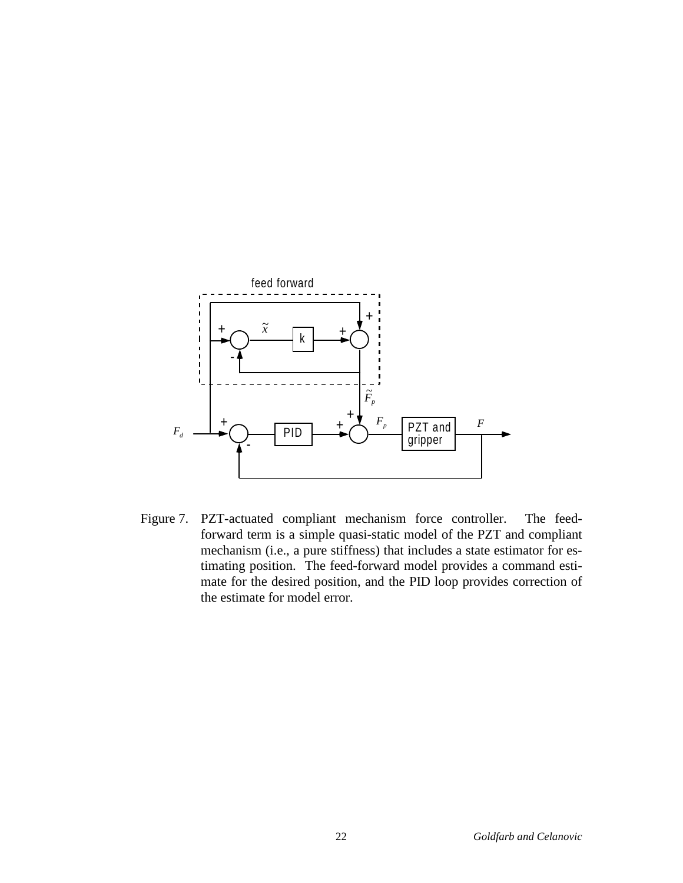Figure 7. PZT-actuated compliant mechanism force controller. The feed-forward term is a simple quasi-static model of the PZT and compliant mechanism (i.e., a pure stiffness) that includes a state estimator for estimating position. The feed-forward model provides a command estimate for the desired position, and the PID loop provides correction of the estimate for model error.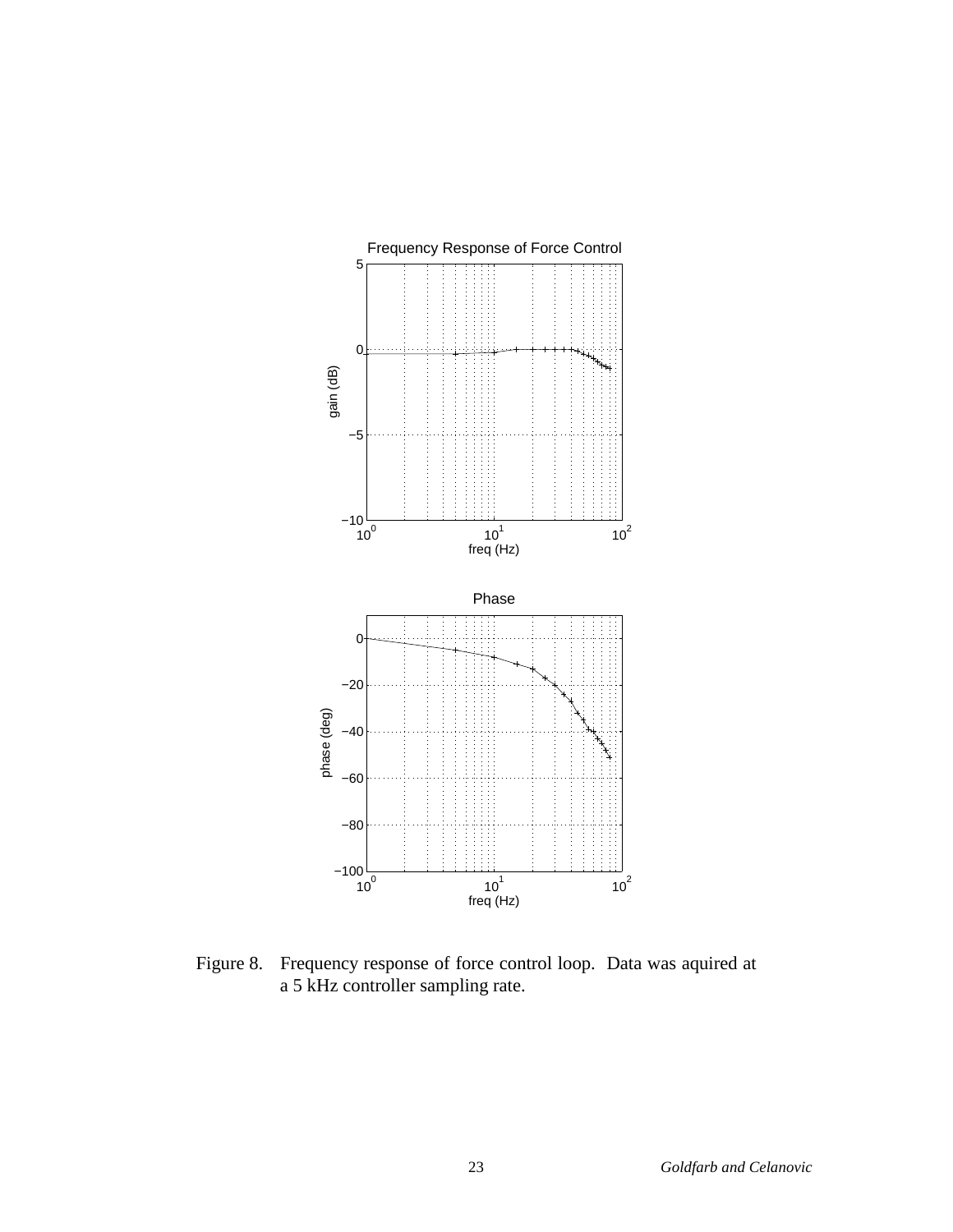Figure 8. Frequency response of force control loop. Data was aquired at a 5 kHz controller sampling rate.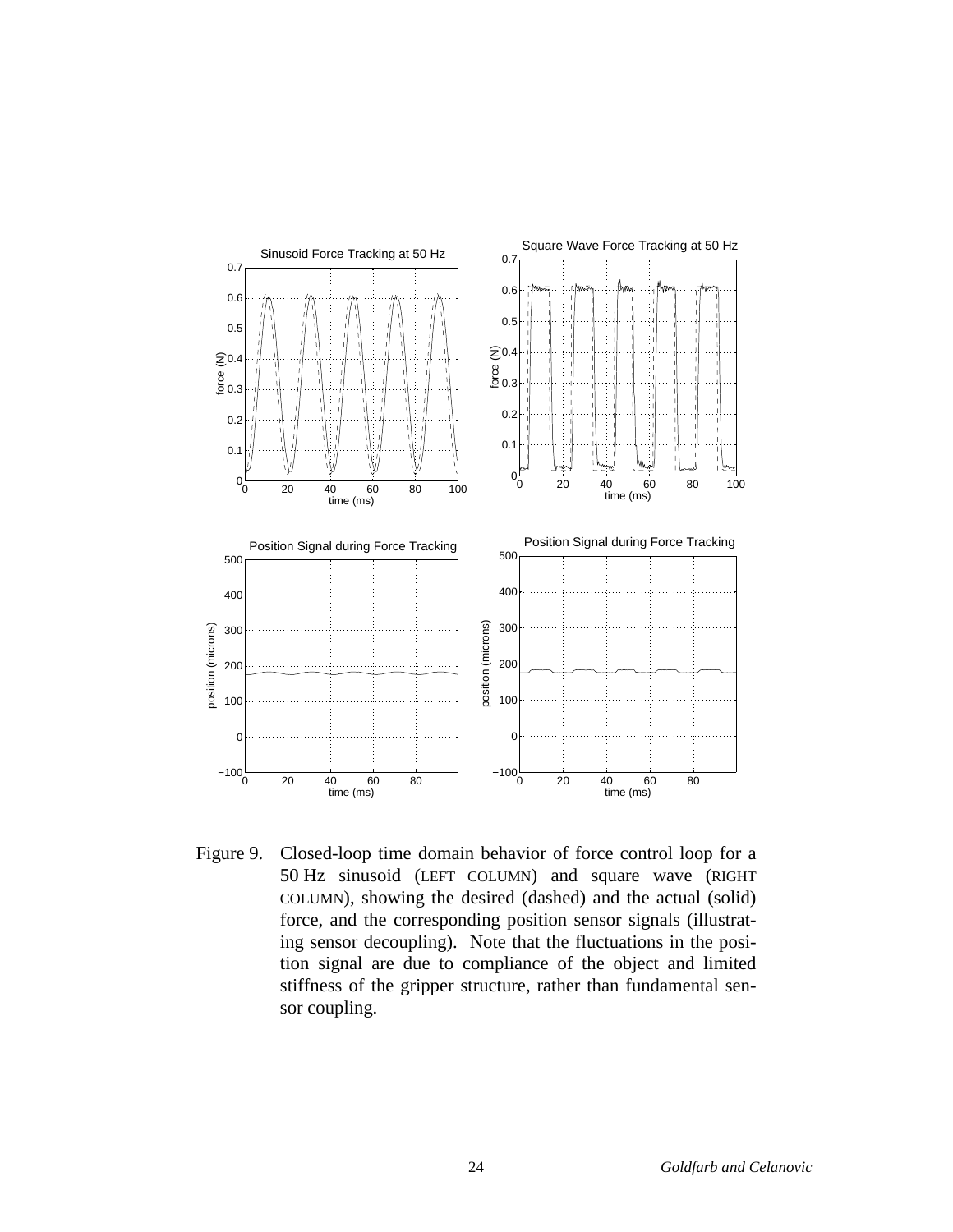Figure 9. Closed-loop time domain behavior of force control loop for a 50 Hz sinusoid (LEFT COLUMN) and square wave (RIGHT COLUMN), showing the desired (dashed) and the actual (solid) force, and the corresponding position sensor signals (illustrating sensor decoupling). Note that the fluctuations in the position signal are due to compliance of the object and limited stiffness of the gripper structure, rather than fundamental sensor coupling.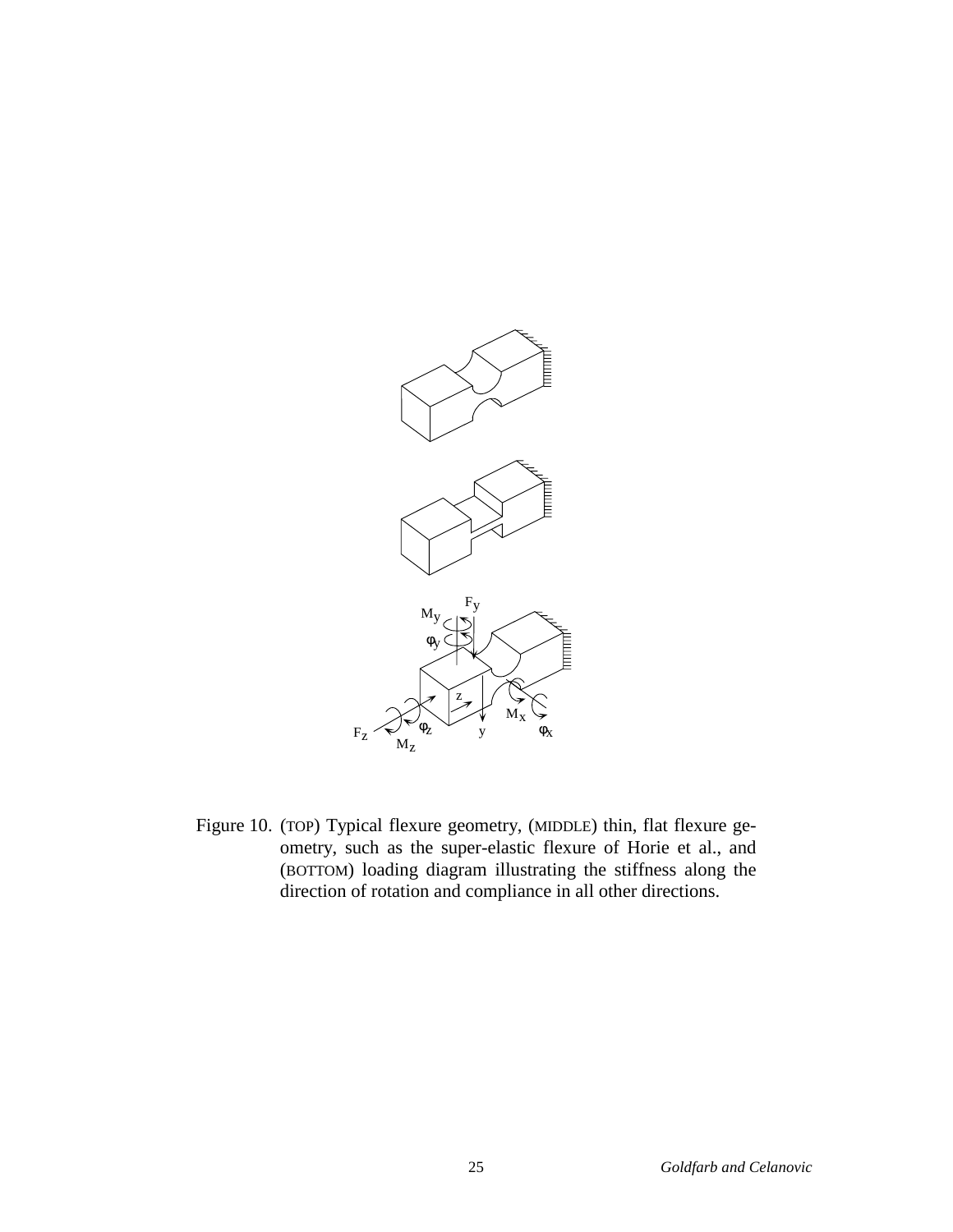Figure 10. (TOP) Typical flexure geometry, (MIDDLE) thin, flat flexure geometry, such as the super-elastic flexure of Horie et al., and (BOTTOM) loading diagram illustrating the stiffness along the direction of rotation and compliance in all other directions.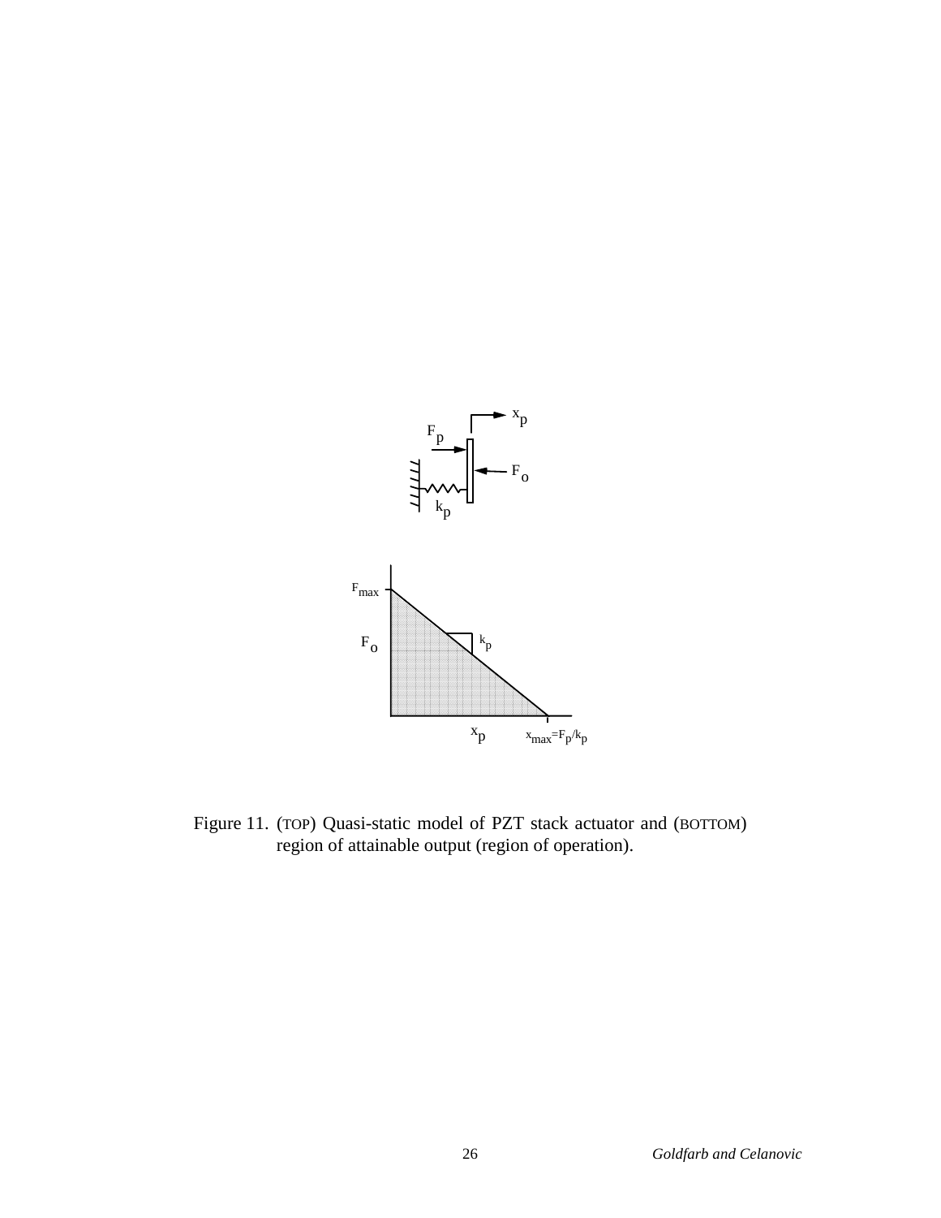Figure 11. (TOP) Quasi-static model of PZT stack actuator and (BOTTOM) region of attainable output (region of operation).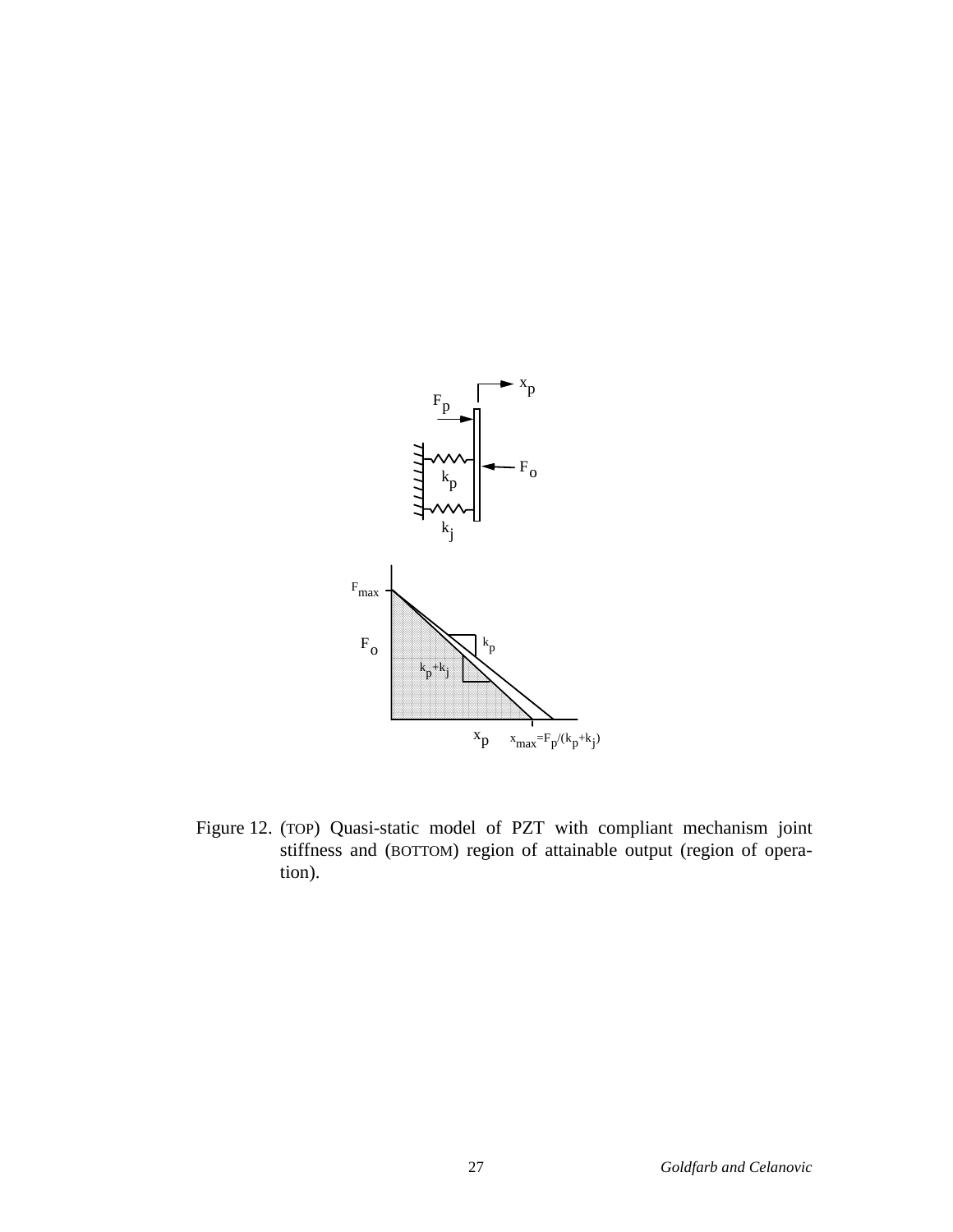Figure 12. (TOP) Quasi-static model of PZT with compliant mechanism joint stiffness and (BOTTOM) region of attainable output (region of operation).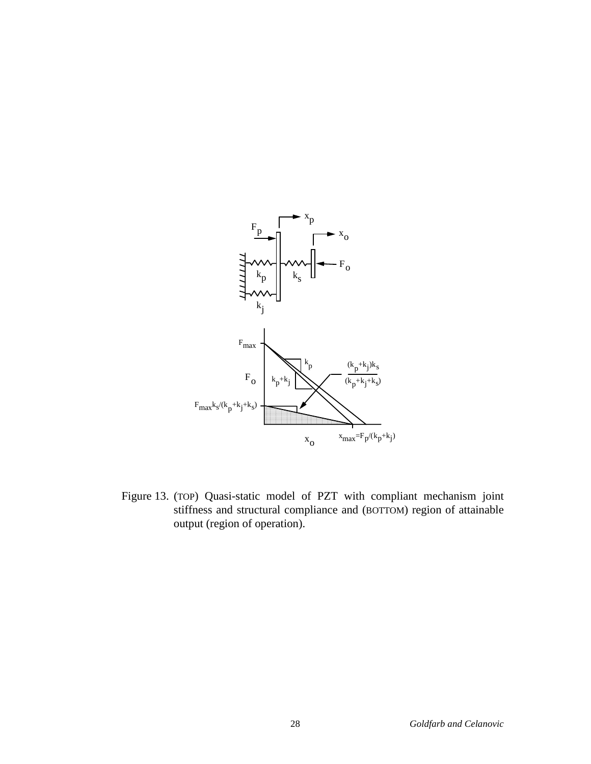$x_p$

$F_p$

$x_o$

$F_o$

$k_p$

$k_s$

$k_j$

$F_{max}$

$k_p$

$\frac{(k_p+k_j)k_s}{(k_p+k_j+k_s)}$

$F_o$

$k_p+k_j$

$F_{max}k_s/(k_p+k_j+k_s)$

$x_o$

$x_{max}=F_p/(k_p+k_j)$

Figure 13. (TOP) Quasi-static model of PZT with compliant mechanism joint stiffness and structural compliance and (BOTTOM) region of attainable output (region of operation).